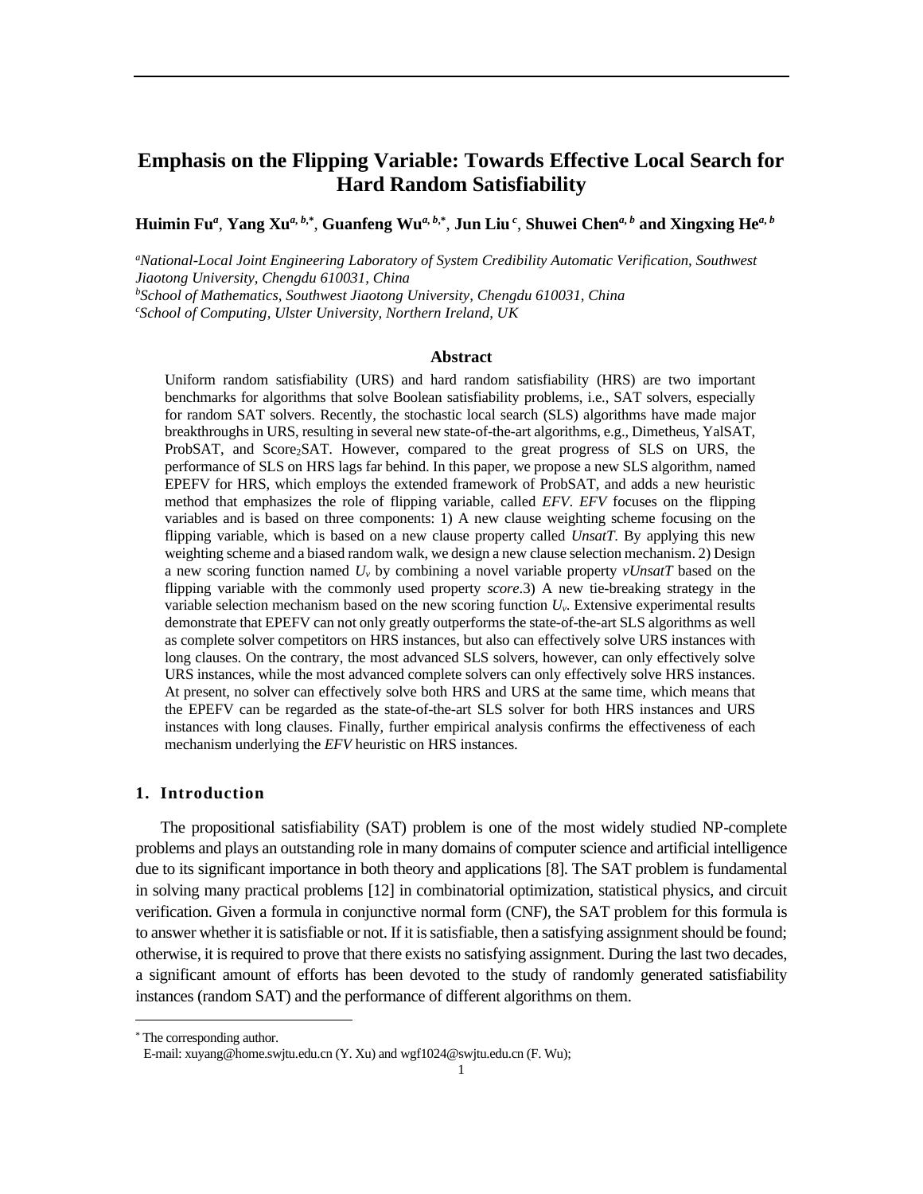# Emphasis on the Flipping Variable: Towards Effective Local Search for Hard Random Satisfiability

**Huimin Fu**[a], **Yang Xu**[a, b,*], **Guanfeng Wu**[a, b,*], **Jun Liu**[c], **Shuwei Chen**[a, b] **and Xingxing He**[a, b]

[a]*National-Local Joint Engineering Laboratory of System Credibility Automatic Verification, Southwest Jiaotong University, Chengdu 610031, China*
[b]*School of Mathematics, Southwest Jiaotong University, Chengdu 610031, China*
[c]*School of Computing, Ulster University, Northern Ireland, UK*

## Abstract

Uniform random satisfiability (URS) and hard random satisfiability (HRS) are two important benchmarks for algorithms that solve Boolean satisfiability problems, i.e., SAT solvers, especially for random SAT solvers. Recently, the stochastic local search (SLS) algorithms have made major breakthroughs in URS, resulting in several new state-of-the-art algorithms, e.g., Dimetheus, YalSAT, ProbSAT, and $Score_2SAT$. However, compared to the great progress of SLS on URS, the performance of SLS on HRS lags far behind. In this paper, we propose a new SLS algorithm, named EPEFV for HRS, which employs the extended framework of ProbSAT, and adds a new heuristic method that emphasizes the role of flipping variable, called *EFV*. *EFV* focuses on the flipping variables and is based on three components: 1) A new clause weighting scheme focusing on the flipping variable, which is based on a new clause property called *UnsatT*. By applying this new weighting scheme and a biased random walk, we design a new clause selection mechanism. 2) Design a new scoring function named $U_v$ by combining a novel variable property *vUnsatT* based on the flipping variable with the commonly used property *score*.3) A new tie-breaking strategy in the variable selection mechanism based on the new scoring function $U_v$. Extensive experimental results demonstrate that EPEFV can not only greatly outperforms the state-of-the-art SLS algorithms as well as complete solver competitors on HRS instances, but also can effectively solve URS instances with long clauses. On the contrary, the most advanced SLS solvers, however, can only effectively solve URS instances, while the most advanced complete solvers can only effectively solve HRS instances. At present, no solver can effectively solve both HRS and URS at the same time, which means that the EPEFV can be regarded as the state-of-the-art SLS solver for both HRS instances and URS instances with long clauses. Finally, further empirical analysis confirms the effectiveness of each mechanism underlying the *EFV* heuristic on HRS instances.

## 1. Introduction

The propositional satisfiability (SAT) problem is one of the most widely studied NP-complete problems and plays an outstanding role in many domains of computer science and artificial intelligence due to its significant importance in both theory and applications [8]. The SAT problem is fundamental in solving many practical problems [12] in combinatorial optimization, statistical physics, and circuit verification. Given a formula in conjunctive normal form (CNF), the SAT problem for this formula is to answer whether it is satisfiable or not. If it is satisfiable, then a satisfying assignment should be found; otherwise, it is required to prove that there exists no satisfying assignment. During the last two decades, a significant amount of efforts has been devoted to the study of randomly generated satisfiability instances (random SAT) and the performance of different algorithms on them.

---

[*] The corresponding author.
E-mail: xuyang@home.swjtu.edu.cn (Y. Xu) and wgf1024@swjtu.edu.cn (F. Wu);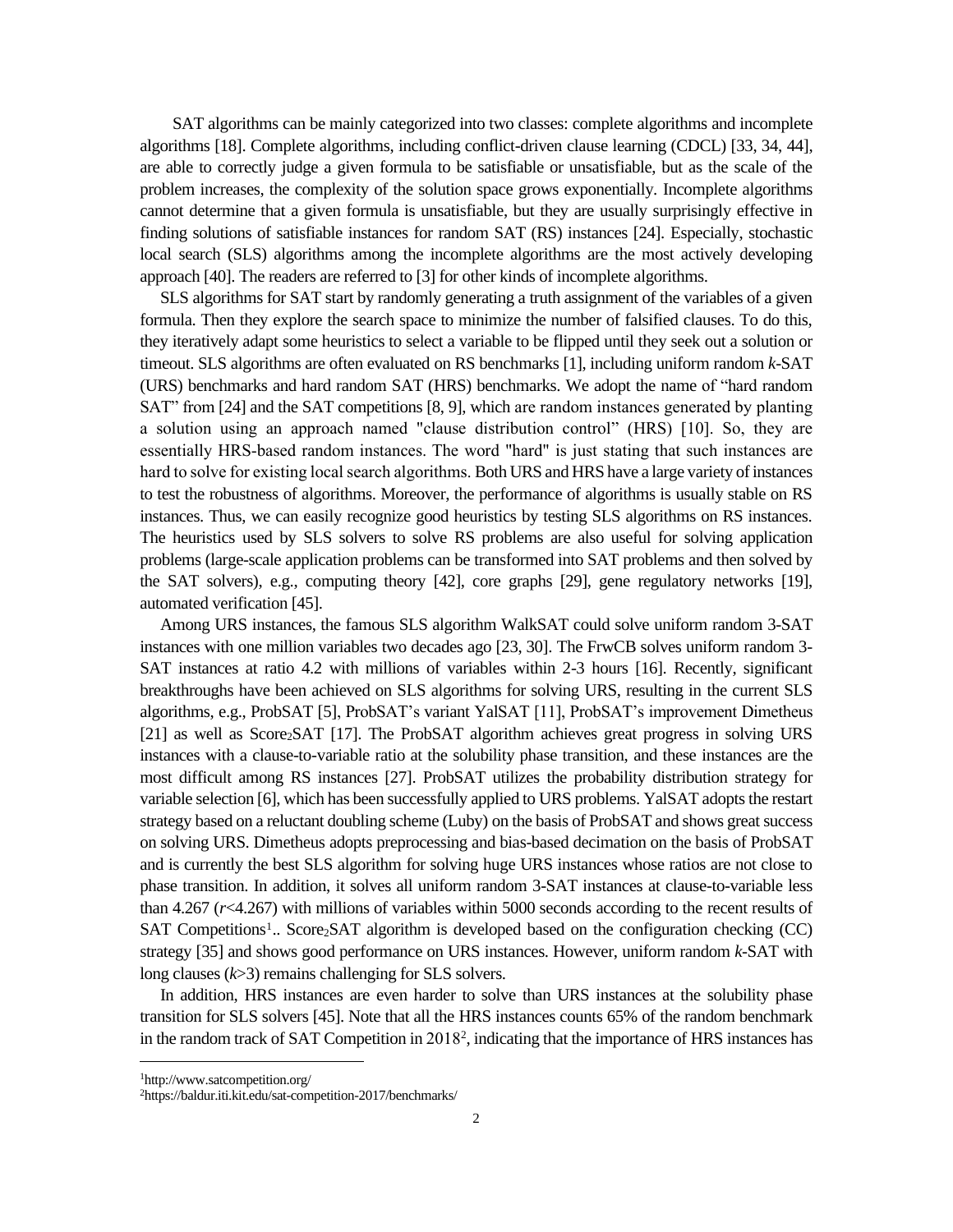SAT algorithms can be mainly categorized into two classes: complete algorithms and incomplete algorithms [18]. Complete algorithms, including conflict-driven clause learning (CDCL) [33, 34, 44], are able to correctly judge a given formula to be satisfiable or unsatisfiable, but as the scale of the problem increases, the complexity of the solution space grows exponentially. Incomplete algorithms cannot determine that a given formula is unsatisfiable, but they are usually surprisingly effective in finding solutions of satisfiable instances for random SAT (RS) instances [24]. Especially, stochastic local search (SLS) algorithms among the incomplete algorithms are the most actively developing approach [40]. The readers are referred to [3] for other kinds of incomplete algorithms.

SLS algorithms for SAT start by randomly generating a truth assignment of the variables of a given formula. Then they explore the search space to minimize the number of falsified clauses. To do this, they iteratively adapt some heuristics to select a variable to be flipped until they seek out a solution or timeout. SLS algorithms are often evaluated on RS benchmarks [1], including uniform random *k*-SAT (URS) benchmarks and hard random SAT (HRS) benchmarks. We adopt the name of "hard random SAT" from [24] and the SAT competitions [8, 9], which are random instances generated by planting a solution using an approach named "clause distribution control" (HRS) [10]. So, they are essentially HRS-based random instances. The word "hard" is just stating that such instances are hard to solve for existing local search algorithms. Both URS and HRS have a large variety of instances to test the robustness of algorithms. Moreover, the performance of algorithms is usually stable on RS instances. Thus, we can easily recognize good heuristics by testing SLS algorithms on RS instances. The heuristics used by SLS solvers to solve RS problems are also useful for solving application problems (large-scale application problems can be transformed into SAT problems and then solved by the SAT solvers), e.g., computing theory [42], core graphs [29], gene regulatory networks [19], automated verification [45].

Among URS instances, the famous SLS algorithm WalkSAT could solve uniform random 3-SAT instances with one million variables two decades ago [23, 30]. The FrwCB solves uniform random 3-SAT instances at ratio 4.2 with millions of variables within 2-3 hours [16]. Recently, significant breakthroughs have been achieved on SLS algorithms for solving URS, resulting in the current SLS algorithms, e.g., ProbSAT [5], ProbSAT's variant YalSAT [11], ProbSAT's improvement Dimetheus [21] as well as $\text{Score}_2\text{SAT}$ [17]. The ProbSAT algorithm achieves great progress in solving URS instances with a clause-to-variable ratio at the solubility phase transition, and these instances are the most difficult among RS instances [27]. ProbSAT utilizes the probability distribution strategy for variable selection [6], which has been successfully applied to URS problems. YalSAT adopts the restart strategy based on a reluctant doubling scheme (Luby) on the basis of ProbSAT and shows great success on solving URS. Dimetheus adopts preprocessing and bias-based decimation on the basis of ProbSAT and is currently the best SLS algorithm for solving huge URS instances whose ratios are not close to phase transition. In addition, it solves all uniform random 3-SAT instances at clause-to-variable less than 4.267 ($r$<4.267) with millions of variables within 5000 seconds according to the recent results of SAT Competitions[1].. $\text{Score}_2\text{SAT}$ algorithm is developed based on the configuration checking (CC) strategy [35] and shows good performance on URS instances. However, uniform random *k*-SAT with long clauses ($k$>3) remains challenging for SLS solvers.

In addition, HRS instances are even harder to solve than URS instances at the solubility phase transition for SLS solvers [45]. Note that all the HRS instances counts 65% of the random benchmark in the random track of SAT Competition in 2018[2], indicating that the importance of HRS instances has

[1]http://www.satcompetition.org/

[2]https://baldur.iti.kit.edu/sat-competition-2017/benchmarks/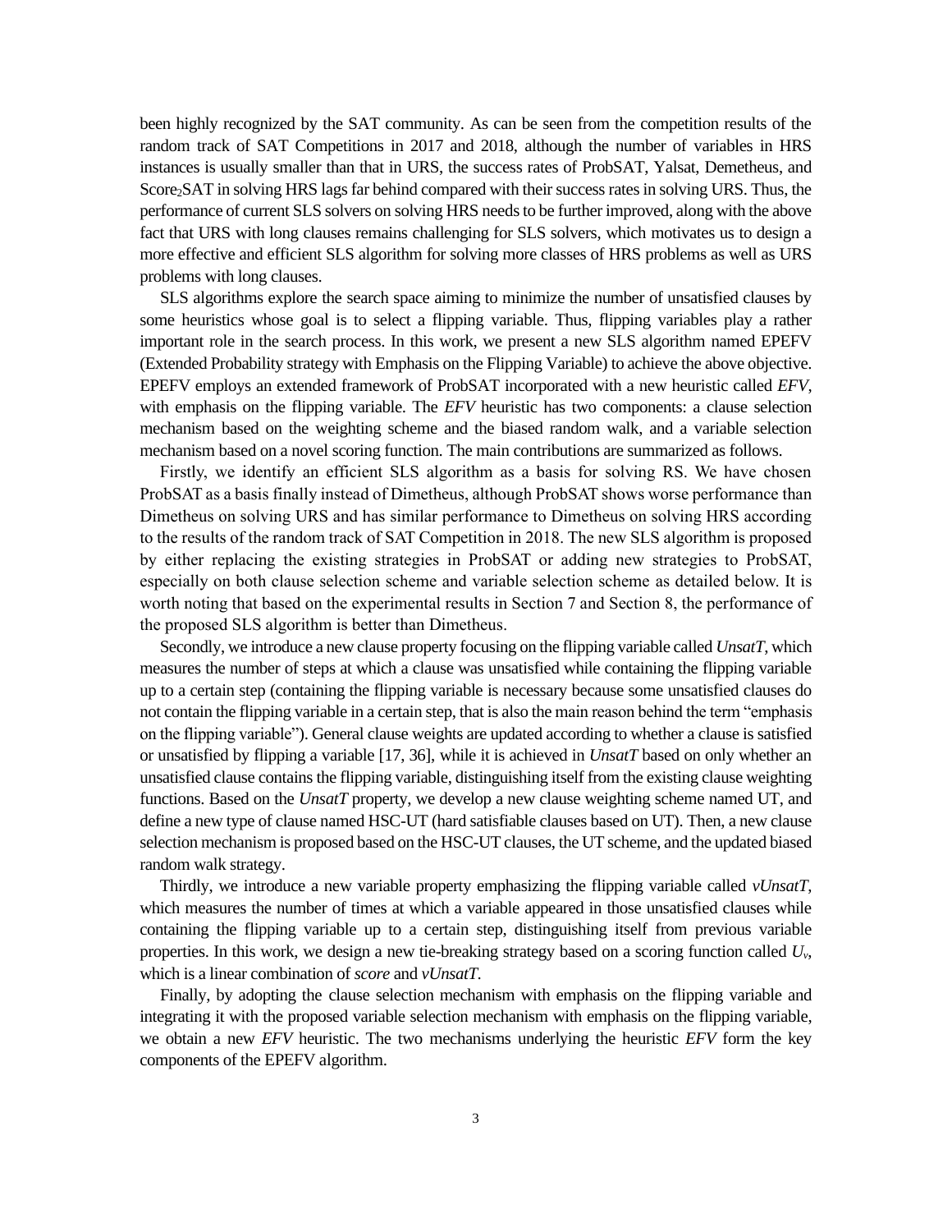been highly recognized by the SAT community. As can be seen from the competition results of the random track of SAT Competitions in 2017 and 2018, although the number of variables in HRS instances is usually smaller than that in URS, the success rates of ProbSAT, Yalsat, Demetheus, and $\text{Score}_2\text{SAT}$ in solving HRS lags far behind compared with their success rates in solving URS. Thus, the performance of current SLS solvers on solving HRS needs to be further improved, along with the above fact that URS with long clauses remains challenging for SLS solvers, which motivates us to design a more effective and efficient SLS algorithm for solving more classes of HRS problems as well as URS problems with long clauses.

SLS algorithms explore the search space aiming to minimize the number of unsatisfied clauses by some heuristics whose goal is to select a flipping variable. Thus, flipping variables play a rather important role in the search process. In this work, we present a new SLS algorithm named EPEFV (Extended Probability strategy with Emphasis on the Flipping Variable) to achieve the above objective. EPEFV employs an extended framework of ProbSAT incorporated with a new heuristic called *EFV*, with emphasis on the flipping variable. The *EFV* heuristic has two components: a clause selection mechanism based on the weighting scheme and the biased random walk, and a variable selection mechanism based on a novel scoring function. The main contributions are summarized as follows.

Firstly, we identify an efficient SLS algorithm as a basis for solving RS. We have chosen ProbSAT as a basis finally instead of Dimetheus, although ProbSAT shows worse performance than Dimetheus on solving URS and has similar performance to Dimetheus on solving HRS according to the results of the random track of SAT Competition in 2018. The new SLS algorithm is proposed by either replacing the existing strategies in ProbSAT or adding new strategies to ProbSAT, especially on both clause selection scheme and variable selection scheme as detailed below. It is worth noting that based on the experimental results in Section 7 and Section 8, the performance of the proposed SLS algorithm is better than Dimetheus.

Secondly, we introduce a new clause property focusing on the flipping variable called *UnsatT*, which measures the number of steps at which a clause was unsatisfied while containing the flipping variable up to a certain step (containing the flipping variable is necessary because some unsatisfied clauses do not contain the flipping variable in a certain step, that is also the main reason behind the term "emphasis on the flipping variable"). General clause weights are updated according to whether a clause is satisfied or unsatisfied by flipping a variable [17, 36], while it is achieved in *UnsatT* based on only whether an unsatisfied clause contains the flipping variable, distinguishing itself from the existing clause weighting functions. Based on the *UnsatT* property, we develop a new clause weighting scheme named UT, and define a new type of clause named HSC-UT (hard satisfiable clauses based on UT). Then, a new clause selection mechanism is proposed based on the HSC-UT clauses, the UT scheme, and the updated biased random walk strategy.

Thirdly, we introduce a new variable property emphasizing the flipping variable called *vUnsatT*, which measures the number of times at which a variable appeared in those unsatisfied clauses while containing the flipping variable up to a certain step, distinguishing itself from previous variable properties. In this work, we design a new tie-breaking strategy based on a scoring function called $U_v$, which is a linear combination of *score* and *vUnsatT*.

Finally, by adopting the clause selection mechanism with emphasis on the flipping variable and integrating it with the proposed variable selection mechanism with emphasis on the flipping variable, we obtain a new *EFV* heuristic. The two mechanisms underlying the heuristic *EFV* form the key components of the EPEFV algorithm.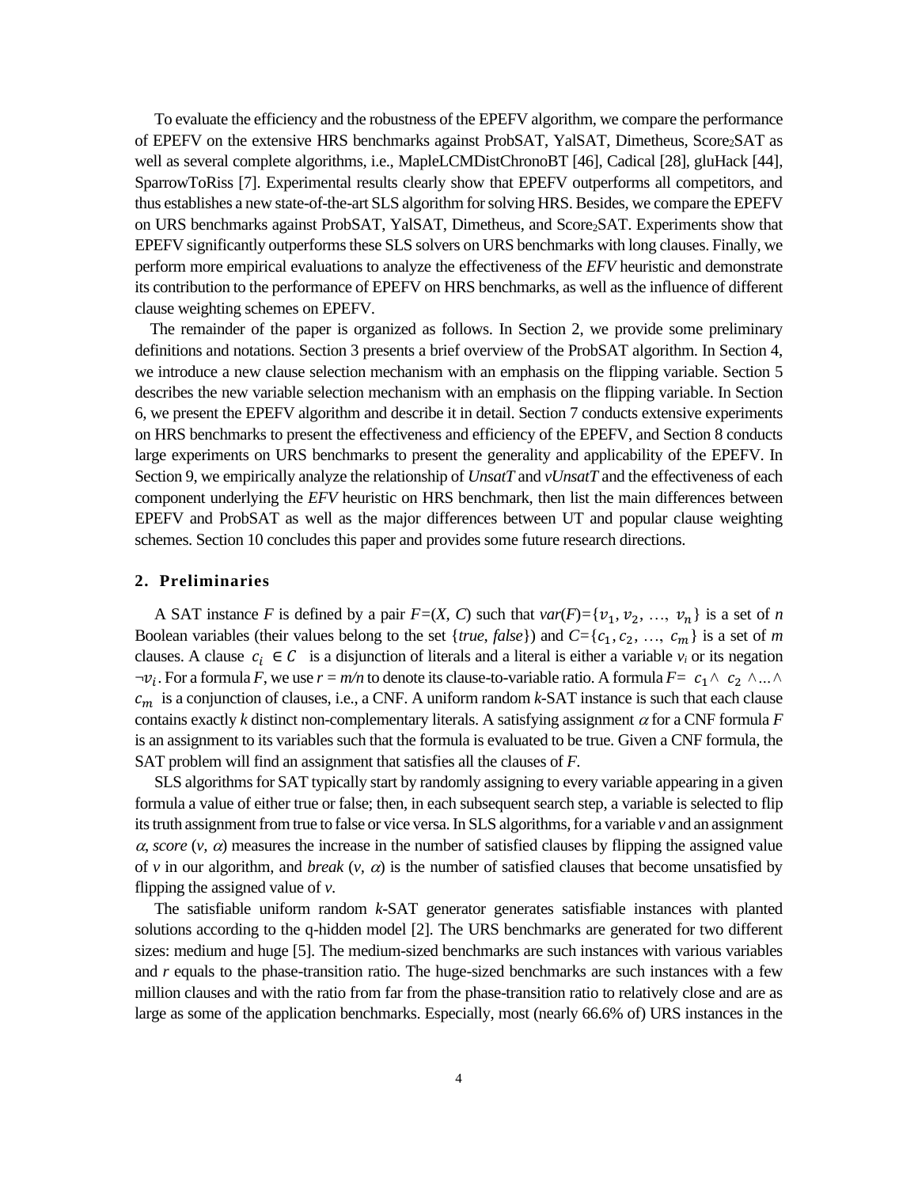To evaluate the efficiency and the robustness of the EPEFV algorithm, we compare the performance of EPEFV on the extensive HRS benchmarks against ProbSAT, YalSAT, Dimetheus, Score$_2$SAT as well as several complete algorithms, i.e., MapleLCMDistChronoBT [46], Cadical [28], gluHack [44], SparrowToRiss [7]. Experimental results clearly show that EPEFV outperforms all competitors, and thus establishes a new state-of-the-art SLS algorithm for solving HRS. Besides, we compare the EPEFV on URS benchmarks against ProbSAT, YalSAT, Dimetheus, and Score$_2$SAT. Experiments show that EPEFV significantly outperforms these SLS solvers on URS benchmarks with long clauses. Finally, we perform more empirical evaluations to analyze the effectiveness of the *EFV* heuristic and demonstrate its contribution to the performance of EPEFV on HRS benchmarks, as well as the influence of different clause weighting schemes on EPEFV.

The remainder of the paper is organized as follows. In Section 2, we provide some preliminary definitions and notations. Section 3 presents a brief overview of the ProbSAT algorithm. In Section 4, we introduce a new clause selection mechanism with an emphasis on the flipping variable. Section 5 describes the new variable selection mechanism with an emphasis on the flipping variable. In Section 6, we present the EPEFV algorithm and describe it in detail. Section 7 conducts extensive experiments on HRS benchmarks to present the effectiveness and efficiency of the EPEFV, and Section 8 conducts large experiments on URS benchmarks to present the generality and applicability of the EPEFV. In Section 9, we empirically analyze the relationship of *UnsatT* and *vUnsatT* and the effectiveness of each component underlying the *EFV* heuristic on HRS benchmark, then list the main differences between EPEFV and ProbSAT as well as the major differences between UT and popular clause weighting schemes. Section 10 concludes this paper and provides some future research directions.

## 2. Preliminaries

A SAT instance *F* is defined by a pair *F*=(*X*, *C*) such that *var*(*F*)={$v_1$, $v_2$, …, $v_n$} is a set of *n* Boolean variables (their values belong to the set {*true*, *false*}) and *C*={$c_1$, $c_2$, …, $c_m$} is a set of *m* clauses. A clause $c_i \in C$ is a disjunction of literals and a literal is either a variable $v_i$ or its negation $\neg v_i$. For a formula *F*, we use $r = m/n$ to denote its clause-to-variable ratio. A formula $F = c_1 \wedge c_2 \wedge \ldots \wedge c_m$ is a conjunction of clauses, i.e., a CNF. A uniform random *k*-SAT instance is such that each clause contains exactly *k* distinct non-complementary literals. A satisfying assignment $\alpha$ for a CNF formula *F* is an assignment to its variables such that the formula is evaluated to be true. Given a CNF formula, the SAT problem will find an assignment that satisfies all the clauses of *F*.

SLS algorithms for SAT typically start by randomly assigning to every variable appearing in a given formula a value of either true or false; then, in each subsequent search step, a variable is selected to flip its truth assignment from true to false or vice versa. In SLS algorithms, for a variable *v* and an assignment $\alpha$, *score* ($v$, $\alpha$) measures the increase in the number of satisfied clauses by flipping the assigned value of *v* in our algorithm, and *break* ($v$, $\alpha$) is the number of satisfied clauses that become unsatisfied by flipping the assigned value of *v*.

The satisfiable uniform random *k*-SAT generator generates satisfiable instances with planted solutions according to the q-hidden model [2]. The URS benchmarks are generated for two different sizes: medium and huge [5]. The medium-sized benchmarks are such instances with various variables and *r* equals to the phase-transition ratio. The huge-sized benchmarks are such instances with a few million clauses and with the ratio from far from the phase-transition ratio to relatively close and are as large as some of the application benchmarks. Especially, most (nearly 66.6% of) URS instances in the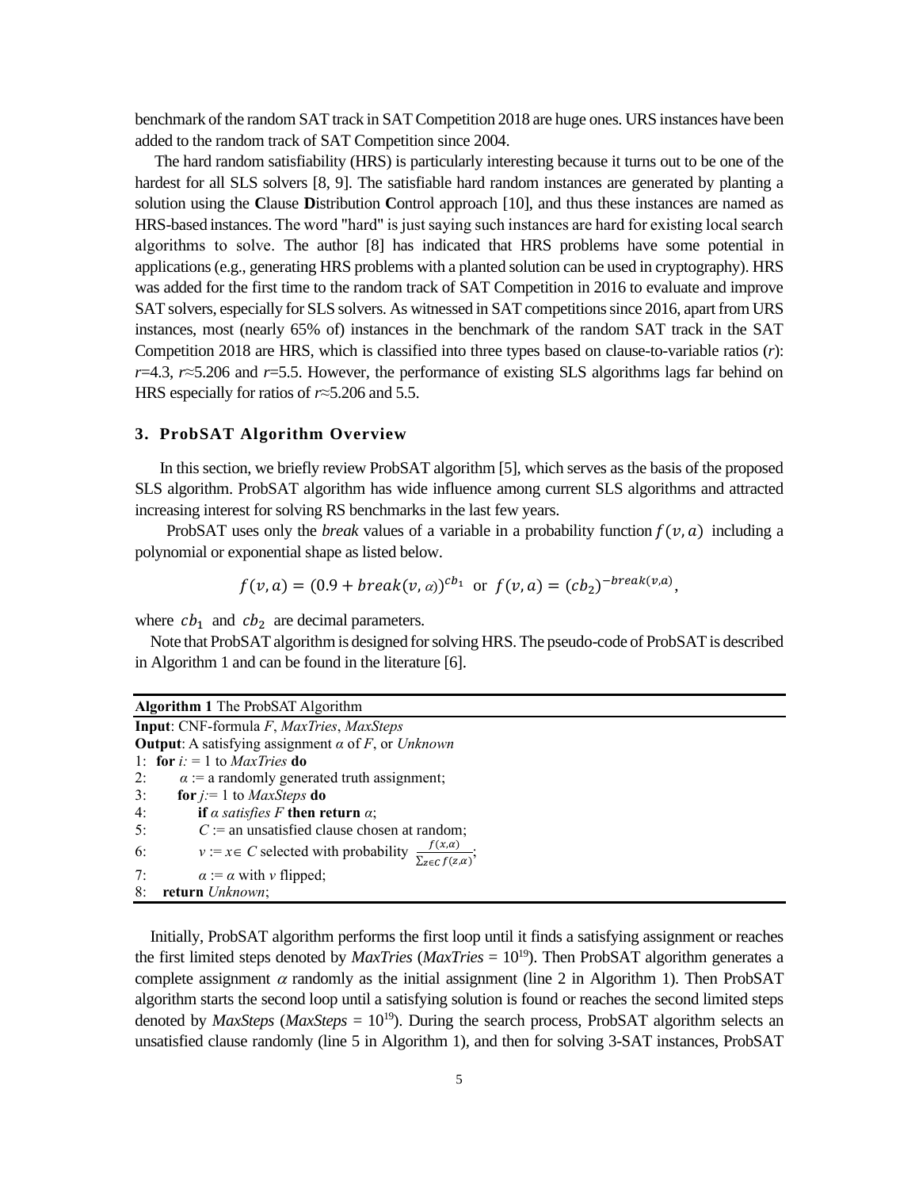benchmark of the random SAT track in SAT Competition 2018 are huge ones. URS instances have been added to the random track of SAT Competition since 2004.

The hard random satisfiability (HRS) is particularly interesting because it turns out to be one of the hardest for all SLS solvers [8, 9]. The satisfiable hard random instances are generated by planting a solution using the **C**lause **D**istribution **C**ontrol approach [10], and thus these instances are named as HRS-based instances. The word "hard" is just saying such instances are hard for existing local search algorithms to solve. The author [8] has indicated that HRS problems have some potential in applications (e.g., generating HRS problems with a planted solution can be used in cryptography). HRS was added for the first time to the random track of SAT Competition in 2016 to evaluate and improve SAT solvers, especially for SLS solvers. As witnessed in SAT competitions since 2016, apart from URS instances, most (nearly 65% of) instances in the benchmark of the random SAT track in the SAT Competition 2018 are HRS, which is classified into three types based on clause-to-variable ratios ($r$): $r$=4.3, $r$≈5.206 and $r$=5.5. However, the performance of existing SLS algorithms lags far behind on HRS especially for ratios of $r$≈5.206 and 5.5.

### 3. ProbSAT Algorithm Overview

In this section, we briefly review ProbSAT algorithm [5], which serves as the basis of the proposed SLS algorithm. ProbSAT algorithm has wide influence among current SLS algorithms and attracted increasing interest for solving RS benchmarks in the last few years.

ProbSAT uses only the *break* values of a variable in a probability function $f(v, a)$ including a polynomial or exponential shape as listed below.

$$f(v, a) = (0.9 + break(v, \alpha))^{cb_1} \text{ or } f(v, a) = (cb_2)^{-break(v,a)},$$

where $cb_1$ and $cb_2$ are decimal parameters.

Note that ProbSAT algorithm is designed for solving HRS. The pseudo-code of ProbSAT is described in Algorithm 1 and can be found in the literature [6].

**Algorithm 1** The ProbSAT Algorithm

**Input**: CNF-formula $F$, *MaxTries*, *MaxSteps*
**Output**: A satisfying assignment $\alpha$ of $F$, or *Unknown*

1: **for** $i$ := 1 to *MaxTries* **do**
2: $\quad\alpha$ := a randomly generated truth assignment;
3: $\quad$**for** $j$ := 1 to *MaxSteps* **do**
4: $\quad\quad$**if** $\alpha$ *satisfies* $F$ **then return** $\alpha$;
5: $\quad\quad C$ := an unsatisfied clause chosen at random;
6: $\quad\quad v := x \in C$ selected with probability $\frac{f(x,\alpha)}{\sum_{z \in C} f(z,\alpha)}$;
7: $\quad\quad\alpha := \alpha$ with $v$ flipped;
8: **return** *Unknown*;

Initially, ProbSAT algorithm performs the first loop until it finds a satisfying assignment or reaches the first limited steps denoted by *MaxTries* (*MaxTries* = $10^{19}$). Then ProbSAT algorithm generates a complete assignment $\alpha$ randomly as the initial assignment (line 2 in Algorithm 1). Then ProbSAT algorithm starts the second loop until a satisfying solution is found or reaches the second limited steps denoted by *MaxSteps* (*MaxSteps* = $10^{19}$). During the search process, ProbSAT algorithm selects an unsatisfied clause randomly (line 5 in Algorithm 1), and then for solving 3-SAT instances, ProbSAT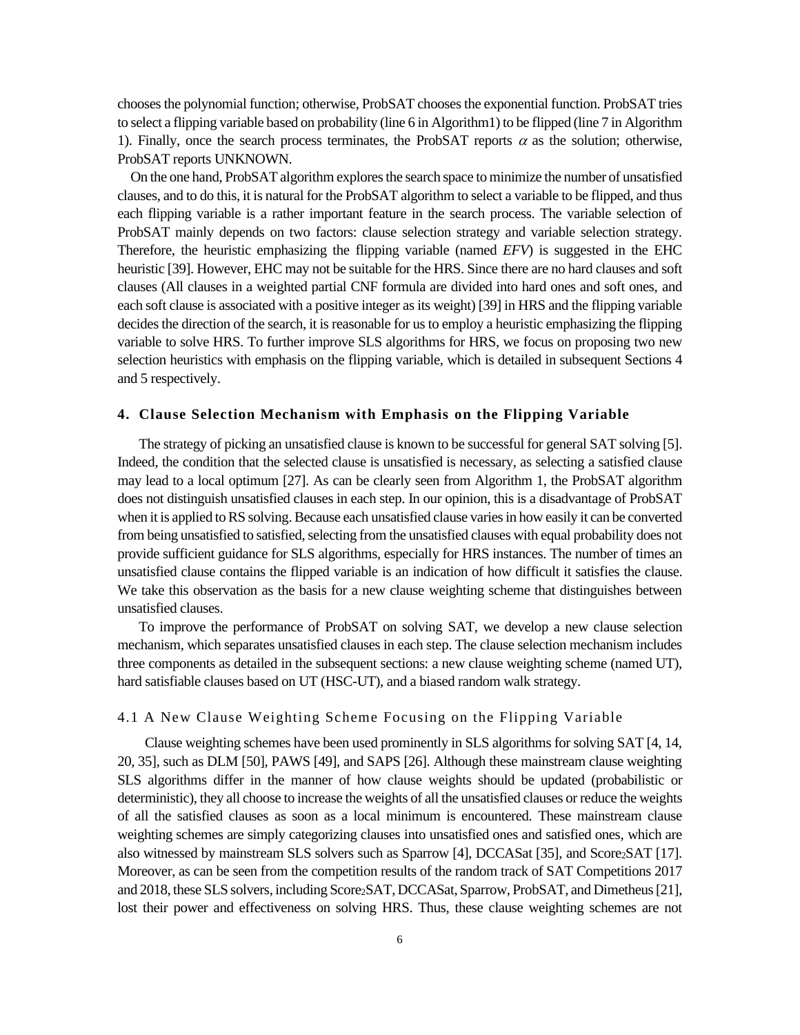chooses the polynomial function; otherwise, ProbSAT chooses the exponential function. ProbSAT tries to select a flipping variable based on probability (line 6 in Algorithm1) to be flipped (line 7 in Algorithm 1). Finally, once the search process terminates, the ProbSAT reports $\alpha$ as the solution; otherwise, ProbSAT reports UNKNOWN.

On the one hand, ProbSAT algorithm explores the search space to minimize the number of unsatisfied clauses, and to do this, it is natural for the ProbSAT algorithm to select a variable to be flipped, and thus each flipping variable is a rather important feature in the search process. The variable selection of ProbSAT mainly depends on two factors: clause selection strategy and variable selection strategy. Therefore, the heuristic emphasizing the flipping variable (named *EFV*) is suggested in the EHC heuristic [39]. However, EHC may not be suitable for the HRS. Since there are no hard clauses and soft clauses (All clauses in a weighted partial CNF formula are divided into hard ones and soft ones, and each soft clause is associated with a positive integer as its weight) [39] in HRS and the flipping variable decides the direction of the search, it is reasonable for us to employ a heuristic emphasizing the flipping variable to solve HRS. To further improve SLS algorithms for HRS, we focus on proposing two new selection heuristics with emphasis on the flipping variable, which is detailed in subsequent Sections 4 and 5 respectively.

## 4. Clause Selection Mechanism with Emphasis on the Flipping Variable

The strategy of picking an unsatisfied clause is known to be successful for general SAT solving [5]. Indeed, the condition that the selected clause is unsatisfied is necessary, as selecting a satisfied clause may lead to a local optimum [27]. As can be clearly seen from Algorithm 1, the ProbSAT algorithm does not distinguish unsatisfied clauses in each step. In our opinion, this is a disadvantage of ProbSAT when it is applied to RS solving. Because each unsatisfied clause varies in how easily it can be converted from being unsatisfied to satisfied, selecting from the unsatisfied clauses with equal probability does not provide sufficient guidance for SLS algorithms, especially for HRS instances. The number of times an unsatisfied clause contains the flipped variable is an indication of how difficult it satisfies the clause. We take this observation as the basis for a new clause weighting scheme that distinguishes between unsatisfied clauses.

To improve the performance of ProbSAT on solving SAT, we develop a new clause selection mechanism, which separates unsatisfied clauses in each step. The clause selection mechanism includes three components as detailed in the subsequent sections: a new clause weighting scheme (named UT), hard satisfiable clauses based on UT (HSC-UT), and a biased random walk strategy.

### 4.1 A New Clause Weighting Scheme Focusing on the Flipping Variable

Clause weighting schemes have been used prominently in SLS algorithms for solving SAT [4, 14, 20, 35], such as DLM [50], PAWS [49], and SAPS [26]. Although these mainstream clause weighting SLS algorithms differ in the manner of how clause weights should be updated (probabilistic or deterministic), they all choose to increase the weights of all the unsatisfied clauses or reduce the weights of all the satisfied clauses as soon as a local minimum is encountered. These mainstream clause weighting schemes are simply categorizing clauses into unsatisfied ones and satisfied ones, which are also witnessed by mainstream SLS solvers such as Sparrow [4], DCCASat [35], and Score$_2$SAT [17]. Moreover, as can be seen from the competition results of the random track of SAT Competitions 2017 and 2018, these SLS solvers, including Score$_2$SAT, DCCASat, Sparrow, ProbSAT, and Dimetheus [21], lost their power and effectiveness on solving HRS. Thus, these clause weighting schemes are not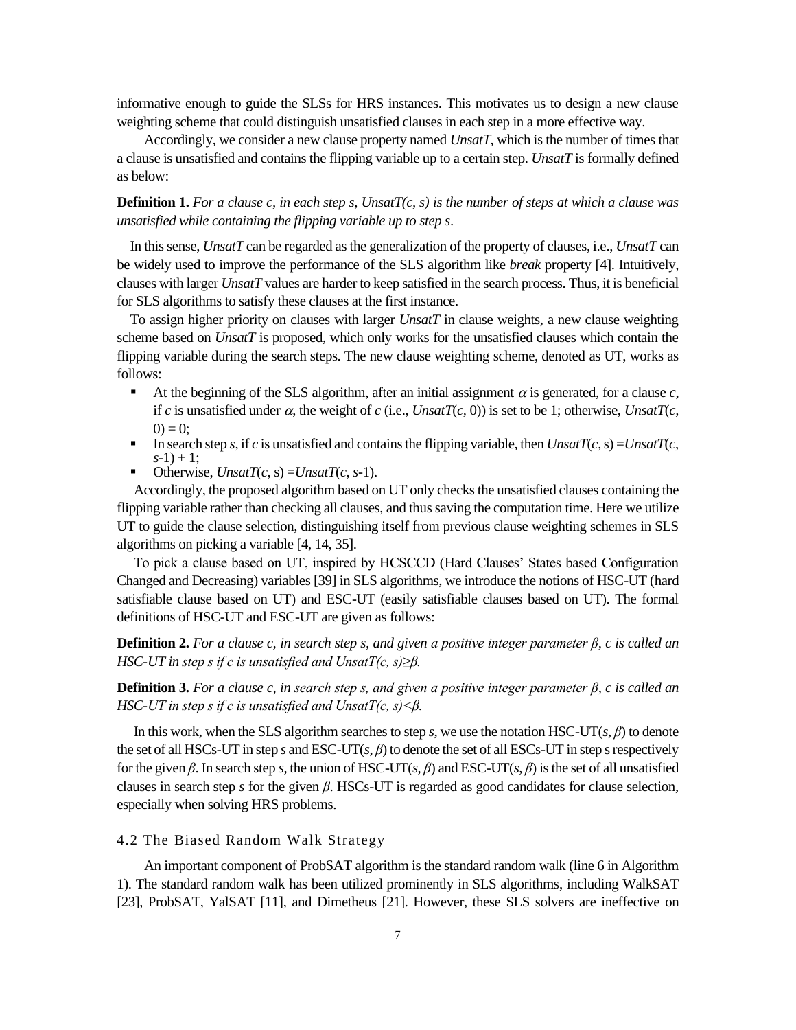informative enough to guide the SLSs for HRS instances. This motivates us to design a new clause weighting scheme that could distinguish unsatisfied clauses in each step in a more effective way.

Accordingly, we consider a new clause property named *UnsatT*, which is the number of times that a clause is unsatisfied and contains the flipping variable up to a certain step. *UnsatT* is formally defined as below:

**Definition 1.** *For a clause c, in each step s, UnsatT(c, s) is the number of steps at which a clause was unsatisfied while containing the flipping variable up to step s*.

In this sense, *UnsatT* can be regarded as the generalization of the property of clauses, i.e., *UnsatT* can be widely used to improve the performance of the SLS algorithm like *break* property [4]. Intuitively, clauses with larger *UnsatT* values are harder to keep satisfied in the search process. Thus, it is beneficial for SLS algorithms to satisfy these clauses at the first instance.

To assign higher priority on clauses with larger *UnsatT* in clause weights, a new clause weighting scheme based on *UnsatT* is proposed, which only works for the unsatisfied clauses which contain the flipping variable during the search steps. The new clause weighting scheme, denoted as UT, works as follows:

- At the beginning of the SLS algorithm, after an initial assignment $\alpha$ is generated, for a clause *c*, if *c* is unsatisfied under $\alpha$, the weight of *c* (i.e., *UnsatT*(*c*, 0)) is set to be 1; otherwise, *UnsatT*(*c*, 0) = 0;
- In search step *s*, if *c* is unsatisfied and contains the flipping variable, then *UnsatT*(*c*, s) =*UnsatT*(*c*, *s*-1) + 1;
- Otherwise, *UnsatT*(*c*, s) =*UnsatT*(*c*, *s*-1).

Accordingly, the proposed algorithm based on UT only checks the unsatisfied clauses containing the flipping variable rather than checking all clauses, and thus saving the computation time. Here we utilize UT to guide the clause selection, distinguishing itself from previous clause weighting schemes in SLS algorithms on picking a variable [4, 14, 35].

To pick a clause based on UT, inspired by HCSCCD (Hard Clauses' States based Configuration Changed and Decreasing) variables [39] in SLS algorithms, we introduce the notions of HSC-UT (hard satisfiable clause based on UT) and ESC-UT (easily satisfiable clauses based on UT). The formal definitions of HSC-UT and ESC-UT are given as follows:

**Definition 2.** *For a clause c, in search step s, and given a positive integer parameter $\beta$, c is called an HSC-UT in step s if c is unsatisfied and UnsatT(c, s)$\geq\beta$.*

**Definition 3.** *For a clause c, in search step s, and given a positive integer parameter $\beta$, c is called an HSC-UT in step s if c is unsatisfied and UnsatT(c, s)$<\beta$.*

In this work, when the SLS algorithm searches to step *s*, we use the notation HSC-UT(*s*, $\beta$) to denote the set of all HSCs-UT in step *s* and ESC-UT(*s*, $\beta$) to denote the set of all ESCs-UT in step s respectively for the given $\beta$. In search step *s*, the union of HSC-UT(*s*, $\beta$) and ESC-UT(*s*, $\beta$) is the set of all unsatisfied clauses in search step *s* for the given $\beta$. HSCs-UT is regarded as good candidates for clause selection, especially when solving HRS problems.

### 4.2 The Biased Random Walk Strategy

An important component of ProbSAT algorithm is the standard random walk (line 6 in Algorithm 1). The standard random walk has been utilized prominently in SLS algorithms, including WalkSAT [23], ProbSAT, YalSAT [11], and Dimetheus [21]. However, these SLS solvers are ineffective on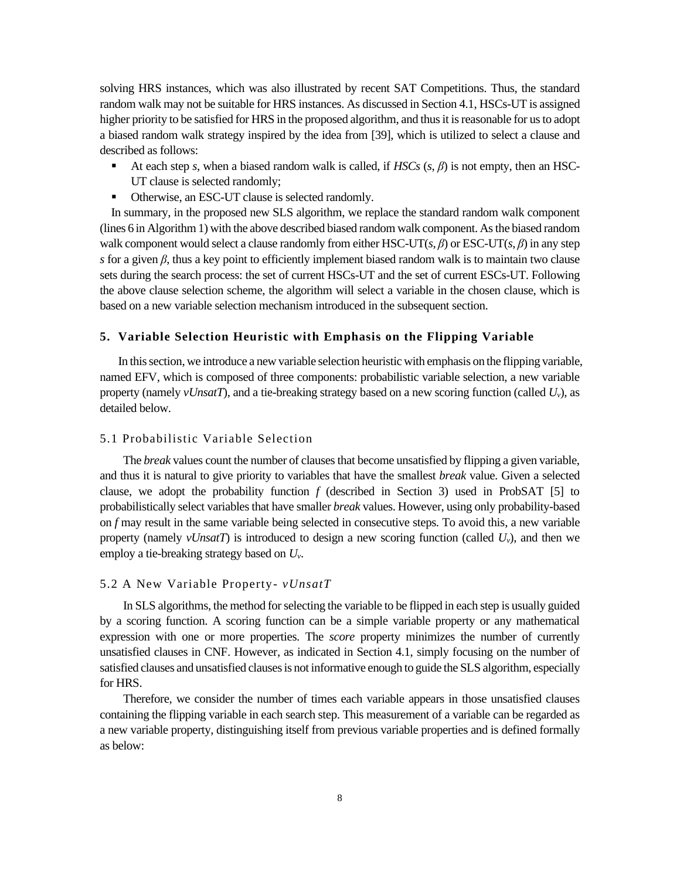solving HRS instances, which was also illustrated by recent SAT Competitions. Thus, the standard random walk may not be suitable for HRS instances. As discussed in Section 4.1, HSCs-UT is assigned higher priority to be satisfied for HRS in the proposed algorithm, and thus it is reasonable for us to adopt a biased random walk strategy inspired by the idea from [39], which is utilized to select a clause and described as follows:

- At each step $s$, when a biased random walk is called, if *HSCs* $(s, \beta)$ is not empty, then an HSC-UT clause is selected randomly;
- Otherwise, an ESC-UT clause is selected randomly.

In summary, in the proposed new SLS algorithm, we replace the standard random walk component (lines 6 in Algorithm 1) with the above described biased random walk component. As the biased random walk component would select a clause randomly from either HSC-UT$(s, \beta)$ or ESC-UT$(s, \beta)$ in any step $s$ for a given $\beta$, thus a key point to efficiently implement biased random walk is to maintain two clause sets during the search process: the set of current HSCs-UT and the set of current ESCs-UT. Following the above clause selection scheme, the algorithm will select a variable in the chosen clause, which is based on a new variable selection mechanism introduced in the subsequent section.

## 5. Variable Selection Heuristic with Emphasis on the Flipping Variable

In this section, we introduce a new variable selection heuristic with emphasis on the flipping variable, named EFV, which is composed of three components: probabilistic variable selection, a new variable property (namely *vUnsatT*), and a tie-breaking strategy based on a new scoring function (called $U_v$), as detailed below.

### 5.1 Probabilistic Variable Selection

The *break* values count the number of clauses that become unsatisfied by flipping a given variable, and thus it is natural to give priority to variables that have the smallest *break* value. Given a selected clause, we adopt the probability function $f$ (described in Section 3) used in ProbSAT [5] to probabilistically select variables that have smaller *break* values. However, using only probability-based on $f$ may result in the same variable being selected in consecutive steps. To avoid this, a new variable property (namely *vUnsatT*) is introduced to design a new scoring function (called $U_v$), and then we employ a tie-breaking strategy based on $U_v$.

### 5.2 A New Variable Property- *vUnsatT*

In SLS algorithms, the method for selecting the variable to be flipped in each step is usually guided by a scoring function. A scoring function can be a simple variable property or any mathematical expression with one or more properties. The *score* property minimizes the number of currently unsatisfied clauses in CNF. However, as indicated in Section 4.1, simply focusing on the number of satisfied clauses and unsatisfied clauses is not informative enough to guide the SLS algorithm, especially for HRS.

Therefore, we consider the number of times each variable appears in those unsatisfied clauses containing the flipping variable in each search step. This measurement of a variable can be regarded as a new variable property, distinguishing itself from previous variable properties and is defined formally as below: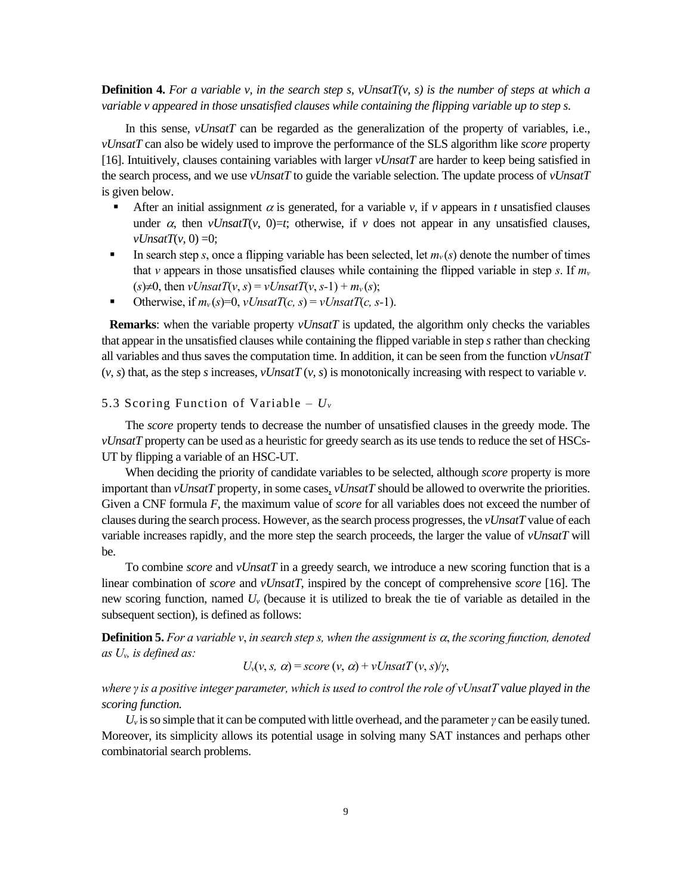**Definition 4.** *For a variable v, in the search step s, vUnsatT(v, s) is the number of steps at which a variable v appeared in those unsatisfied clauses while containing the flipping variable up to step s.*

In this sense, *vUnsatT* can be regarded as the generalization of the property of variables, i.e., *vUnsatT* can also be widely used to improve the performance of the SLS algorithm like *score* property [16]. Intuitively, clauses containing variables with larger *vUnsatT* are harder to keep being satisfied in the search process, and we use *vUnsatT* to guide the variable selection. The update process of *vUnsatT* is given below.

- After an initial assignment $\alpha$ is generated, for a variable $v$, if $v$ appears in $t$ unsatisfied clauses under $\alpha$, then $vUnsatT(v, 0)=t$; otherwise, if $v$ does not appear in any unsatisfied clauses, $vUnsatT(v, 0) =0$;
- In search step $s$, once a flipping variable has been selected, let $m_v(s)$ denote the number of times that $v$ appears in those unsatisfied clauses while containing the flipped variable in step $s$. If $m_v(s)\neq 0$, then $vUnsatT(v, s) = vUnsatT(v, s\text{-}1) + m_v(s)$;
- Otherwise, if $m_v(s)=0$, $vUnsatT(c, s) = vUnsatT(c, s\text{-}1)$.

**Remarks**: when the variable property *vUnsatT* is updated, the algorithm only checks the variables that appear in the unsatisfied clauses while containing the flipped variable in step *s* rather than checking all variables and thus saves the computation time. In addition, it can be seen from the function $vUnsatT(v, s)$ that, as the step $s$ increases, $vUnsatT(v, s)$ is monotonically increasing with respect to variable $v$.

### 5.3 Scoring Function of Variable – $U_v$

The *score* property tends to decrease the number of unsatisfied clauses in the greedy mode. The *vUnsatT* property can be used as a heuristic for greedy search as its use tends to reduce the set of HSCs-UT by flipping a variable of an HSC-UT.

When deciding the priority of candidate variables to be selected, although *score* property is more important than *vUnsatT* property, in some cases, *vUnsatT* should be allowed to overwrite the priorities. Given a CNF formula *F*, the maximum value of *score* for all variables does not exceed the number of clauses during the search process. However, as the search process progresses, the *vUnsatT* value of each variable increases rapidly, and the more step the search proceeds, the larger the value of *vUnsatT* will be.

To combine *score* and *vUnsatT* in a greedy search, we introduce a new scoring function that is a linear combination of *score* and *vUnsatT*, inspired by the concept of comprehensive *score* [16]. The new scoring function, named $U_v$ (because it is utilized to break the tie of variable as detailed in the subsequent section), is defined as follows:

**Definition 5.** *For a variable v, in search step s, when the assignment is* $\alpha$, *the scoring function, denoted as* $U_v$, *is defined as:*

$$U_v(v, s, \alpha) = score(v, \alpha) + vUnsatT(v, s)/\gamma,$$

*where* $\gamma$ *is a positive integer parameter, which is used to control the role of vUnsatT value played in the scoring function.*

$U_v$ is so simple that it can be computed with little overhead, and the parameter $\gamma$ can be easily tuned. Moreover, its simplicity allows its potential usage in solving many SAT instances and perhaps other combinatorial search problems.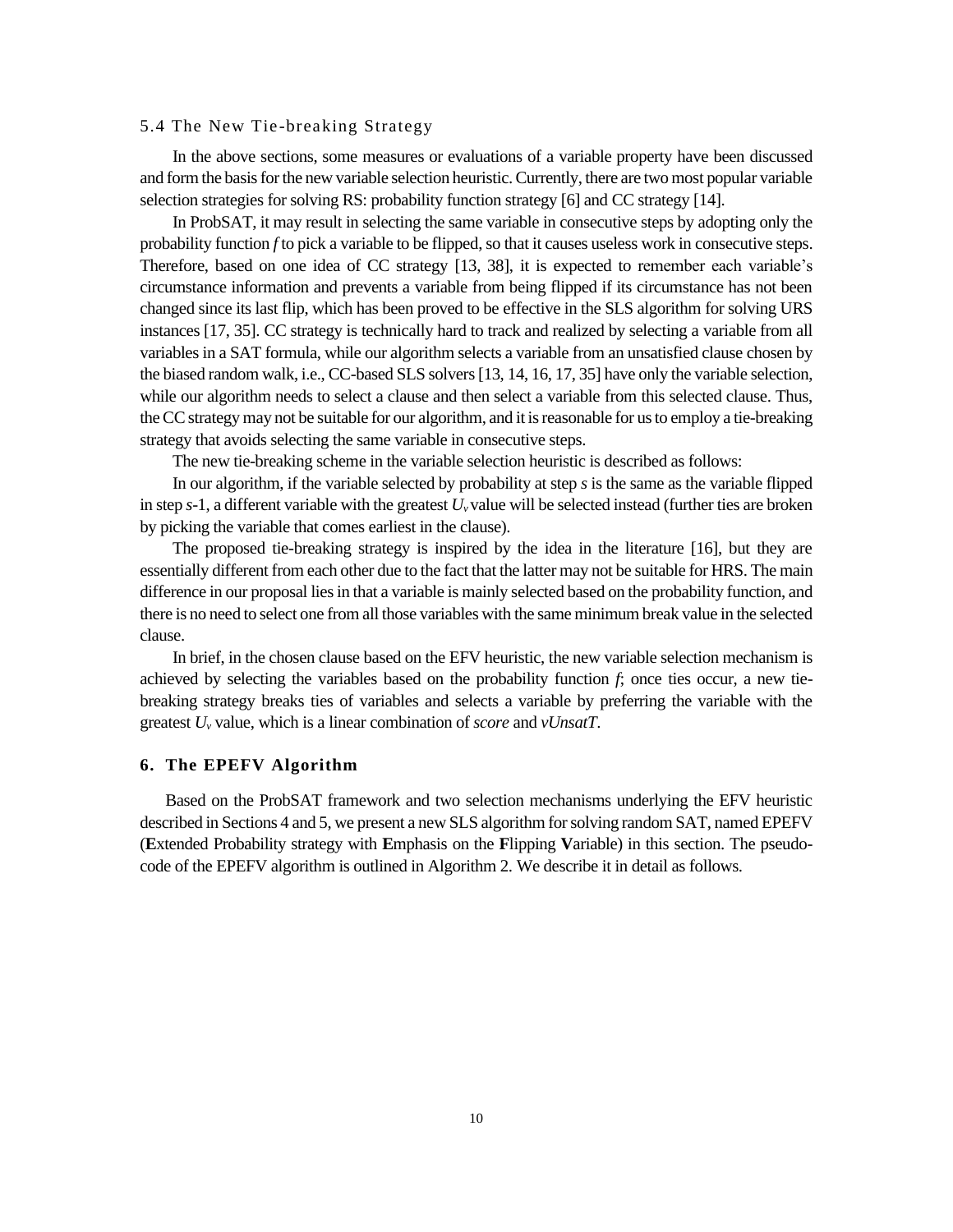### 5.4 The New Tie-breaking Strategy

In the above sections, some measures or evaluations of a variable property have been discussed and form the basis for the new variable selection heuristic. Currently, there are two most popular variable selection strategies for solving RS: probability function strategy [6] and CC strategy [14].

In ProbSAT, it may result in selecting the same variable in consecutive steps by adopting only the probability function *f* to pick a variable to be flipped, so that it causes useless work in consecutive steps. Therefore, based on one idea of CC strategy [13, 38], it is expected to remember each variable's circumstance information and prevents a variable from being flipped if its circumstance has not been changed since its last flip, which has been proved to be effective in the SLS algorithm for solving URS instances [17, 35]. CC strategy is technically hard to track and realized by selecting a variable from all variables in a SAT formula, while our algorithm selects a variable from an unsatisfied clause chosen by the biased random walk, i.e., CC-based SLS solvers [13, 14, 16, 17, 35] have only the variable selection, while our algorithm needs to select a clause and then select a variable from this selected clause. Thus, the CC strategy may not be suitable for our algorithm, and it is reasonable for us to employ a tie-breaking strategy that avoids selecting the same variable in consecutive steps.

The new tie-breaking scheme in the variable selection heuristic is described as follows:

In our algorithm, if the variable selected by probability at step *s* is the same as the variable flipped in step *s*-1, a different variable with the greatest $U_v$ value will be selected instead (further ties are broken by picking the variable that comes earliest in the clause).

The proposed tie-breaking strategy is inspired by the idea in the literature [16], but they are essentially different from each other due to the fact that the latter may not be suitable for HRS. The main difference in our proposal lies in that a variable is mainly selected based on the probability function, and there is no need to select one from all those variables with the same minimum break value in the selected clause.

In brief, in the chosen clause based on the EFV heuristic, the new variable selection mechanism is achieved by selecting the variables based on the probability function *f*; once ties occur, a new tie-breaking strategy breaks ties of variables and selects a variable by preferring the variable with the greatest $U_v$ value, which is a linear combination of *score* and *vUnsatT*.

## 6. The EPEFV Algorithm

Based on the ProbSAT framework and two selection mechanisms underlying the EFV heuristic described in Sections 4 and 5, we present a new SLS algorithm for solving random SAT, named EPEFV (**E**xtended Probability strategy with **E**mphasis on the **F**lipping **V**ariable) in this section. The pseudo-code of the EPEFV algorithm is outlined in Algorithm 2. We describe it in detail as follows.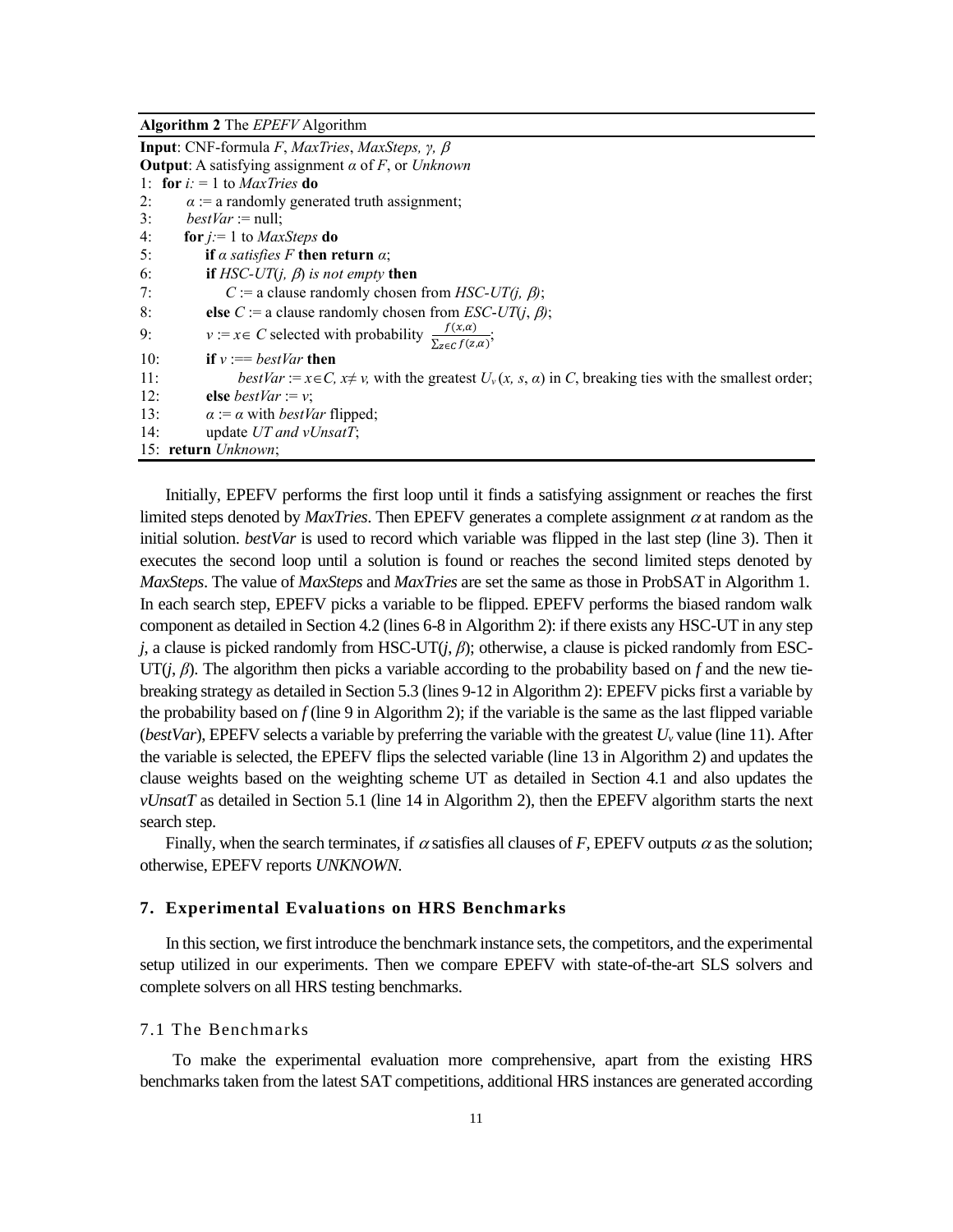**Algorithm 2** The *EPEFV* Algorithm

```
Input: CNF-formula F, MaxTries, MaxSteps, γ, β
Output: A satisfying assignment α of F, or Unknown
1:  for i: = 1 to MaxTries do
2:      α := a randomly generated truth assignment;
3:      bestVar := null;
4:      for j:= 1 to MaxSteps do
5:          if α satisfies F then return α;
6:          if HSC-UT(j, β) is not empty then
7:              C := a clause randomly chosen from HSC-UT(j, β);
8:          else C := a clause randomly chosen from ESC-UT(j, β);
9:          v := x∈ C selected with probability f(x,α) / Σ_{z∈C} f(z,α);
10:         if v :== bestVar then
11:             bestVar := x∈C, x≠ v, with the greatest U_v (x, s, α) in C, breaking ties with the smallest order;
12:         else bestVar := v;
13:         α := α with bestVar flipped;
14:         update UT and vUnsatT;
15: return Unknown;
```

Initially, EPEFV performs the first loop until it finds a satisfying assignment or reaches the first limited steps denoted by *MaxTries*. Then EPEFV generates a complete assignment $\alpha$ at random as the initial solution. *bestVar* is used to record which variable was flipped in the last step (line 3). Then it executes the second loop until a solution is found or reaches the second limited steps denoted by *MaxSteps*. The value of *MaxSteps* and *MaxTries* are set the same as those in ProbSAT in Algorithm 1. In each search step, EPEFV picks a variable to be flipped. EPEFV performs the biased random walk component as detailed in Section 4.2 (lines 6-8 in Algorithm 2): if there exists any HSC-UT in any step *j*, a clause is picked randomly from HSC-UT(*j*, $\beta$); otherwise, a clause is picked randomly from ESC-UT(*j*, $\beta$). The algorithm then picks a variable according to the probability based on *f* and the new tie-breaking strategy as detailed in Section 5.3 (lines 9-12 in Algorithm 2): EPEFV picks first a variable by the probability based on *f* (line 9 in Algorithm 2); if the variable is the same as the last flipped variable (*bestVar*), EPEFV selects a variable by preferring the variable with the greatest $U_v$ value (line 11). After the variable is selected, the EPEFV flips the selected variable (line 13 in Algorithm 2) and updates the clause weights based on the weighting scheme UT as detailed in Section 4.1 and also updates the *vUnsatT* as detailed in Section 5.1 (line 14 in Algorithm 2), then the EPEFV algorithm starts the next search step.

Finally, when the search terminates, if $\alpha$ satisfies all clauses of *F*, EPEFV outputs $\alpha$ as the solution; otherwise, EPEFV reports *UNKNOWN*.

## 7. Experimental Evaluations on HRS Benchmarks

In this section, we first introduce the benchmark instance sets, the competitors, and the experimental setup utilized in our experiments. Then we compare EPEFV with state-of-the-art SLS solvers and complete solvers on all HRS testing benchmarks.

### 7.1 The Benchmarks

To make the experimental evaluation more comprehensive, apart from the existing HRS benchmarks taken from the latest SAT competitions, additional HRS instances are generated according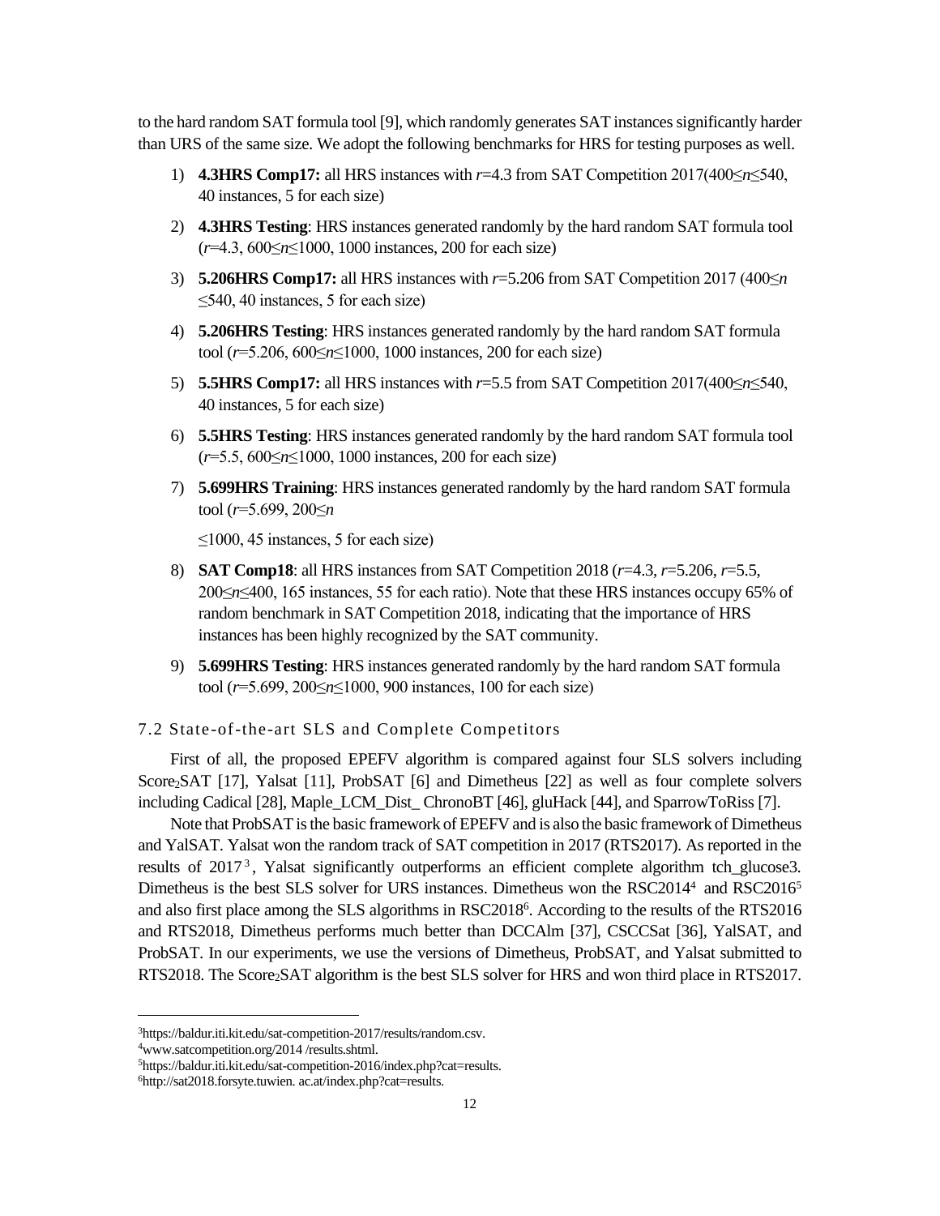to the hard random SAT formula tool [9], which randomly generates SAT instances significantly harder than URS of the same size. We adopt the following benchmarks for HRS for testing purposes as well.

1) **4.3HRS Comp17:** all HRS instances with $r$=4.3 from SAT Competition 2017($400 \leq n \leq 540$, 40 instances, 5 for each size)
2) **4.3HRS Testing**: HRS instances generated randomly by the hard random SAT formula tool ($r$=4.3, $600 \leq n \leq 1000$, 1000 instances, 200 for each size)
3) **5.206HRS Comp17:** all HRS instances with $r$=5.206 from SAT Competition 2017 ($400 \leq n \leq 540$, 40 instances, 5 for each size)
4) **5.206HRS Testing**: HRS instances generated randomly by the hard random SAT formula tool ($r$=5.206, $600 \leq n \leq 1000$, 1000 instances, 200 for each size)
5) **5.5HRS Comp17:** all HRS instances with $r$=5.5 from SAT Competition 2017($400 \leq n \leq 540$, 40 instances, 5 for each size)
6) **5.5HRS Testing**: HRS instances generated randomly by the hard random SAT formula tool ($r$=5.5, $600 \leq n \leq 1000$, 1000 instances, 200 for each size)
7) **5.699HRS Training**: HRS instances generated randomly by the hard random SAT formula tool ($r$=5.699, $200 \leq n$

   $\leq 1000$, 45 instances, 5 for each size)
8) **SAT Comp18**: all HRS instances from SAT Competition 2018 ($r$=4.3, $r$=5.206, $r$=5.5, $200 \leq n \leq 400$, 165 instances, 55 for each ratio). Note that these HRS instances occupy 65% of random benchmark in SAT Competition 2018, indicating that the importance of HRS instances has been highly recognized by the SAT community.
9) **5.699HRS Testing**: HRS instances generated randomly by the hard random SAT formula tool ($r$=5.699, $200 \leq n \leq 1000$, 900 instances, 100 for each size)

### 7.2 State-of-the-art SLS and Complete Competitors

First of all, the proposed EPEFV algorithm is compared against four SLS solvers including $\text{Score}_2\text{SAT}$ [17], Yalsat [11], ProbSAT [6] and Dimetheus [22] as well as four complete solvers including Cadical [28], Maple_LCM_Dist_ ChronoBT [46], gluHack [44], and SparrowToRiss [7].

Note that ProbSAT is the basic framework of EPEFV and is also the basic framework of Dimetheus and YalSAT. Yalsat won the random track of SAT competition in 2017 (RTS2017). As reported in the results of 2017[3], Yalsat significantly outperforms an efficient complete algorithm tch_glucose3. Dimetheus is the best SLS solver for URS instances. Dimetheus won the RSC2014[4] and RSC2016[5] and also first place among the SLS algorithms in RSC2018[6]. According to the results of the RTS2016 and RTS2018, Dimetheus performs much better than DCCAlm [37], CSCCSat [36], YalSAT, and ProbSAT. In our experiments, we use the versions of Dimetheus, ProbSAT, and Yalsat submitted to RTS2018. The $\text{Score}_2\text{SAT}$ algorithm is the best SLS solver for HRS and won third place in RTS2017.

---

[3] https://baldur.iti.kit.edu/sat-competition-2017/results/random.csv.

[4] www.satcompetition.org/2014 /results.shtml.

[5] https://baldur.iti.kit.edu/sat-competition-2016/index.php?cat=results.

[6] http://sat2018.forsyte.tuwien. ac.at/index.php?cat=results.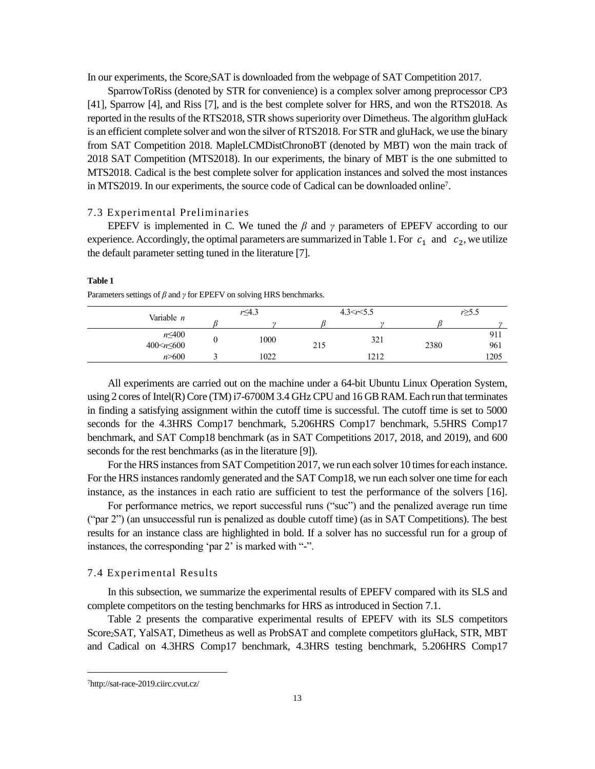In our experiments, the Score$_2$SAT is downloaded from the webpage of SAT Competition 2017.

SparrowToRiss (denoted by STR for convenience) is a complex solver among preprocessor CP3 [41], Sparrow [4], and Riss [7], and is the best complete solver for HRS, and won the RTS2018. As reported in the results of the RTS2018, STR shows superiority over Dimetheus. The algorithm gluHack is an efficient complete solver and won the silver of RTS2018. For STR and gluHack, we use the binary from SAT Competition 2018. MapleLCMDistChronoBT (denoted by MBT) won the main track of 2018 SAT Competition (MTS2018). In our experiments, the binary of MBT is the one submitted to MTS2018. Cadical is the best complete solver for application instances and solved the most instances in MTS2019. In our experiments, the source code of Cadical can be downloaded online[7].

## 7.3 Experimental Preliminaries

EPEFV is implemented in C. We tuned the $\beta$ and $\gamma$ parameters of EPEFV according to our experience. Accordingly, the optimal parameters are summarized in Table 1. For $c_1$ and $c_2$, we utilize the default parameter setting tuned in the literature [7].

**Table 1**

Parameters settings of $\beta$ and $\gamma$ for EPEFV on solving HRS benchmarks.

| Variable $n$ | $r$≤4.3 | | 4.3<$r$<5.5 | | $r$≥5.5 | |
|---|---|---|---|---|---|---|
| | $\beta$ | $\gamma$ | $\beta$ | $\gamma$ | $\beta$ | $\gamma$ |
| $n$≤400 | 0 | 1000 | 215 | 321 | 2380 | 911 |
| 400<$n$≤600 | | | | | | 961 |
| $n$>600 | 3 | 1022 | | 1212 | | 1205 |

All experiments are carried out on the machine under a 64-bit Ubuntu Linux Operation System, using 2 cores of Intel(R) Core (TM) i7-6700M 3.4 GHz CPU and 16 GB RAM. Each run that terminates in finding a satisfying assignment within the cutoff time is successful. The cutoff time is set to 5000 seconds for the 4.3HRS Comp17 benchmark, 5.206HRS Comp17 benchmark, 5.5HRS Comp17 benchmark, and SAT Comp18 benchmark (as in SAT Competitions 2017, 2018, and 2019), and 600 seconds for the rest benchmarks (as in the literature [9]).

For the HRS instances from SAT Competition 2017, we run each solver 10 times for each instance. For the HRS instances randomly generated and the SAT Comp18, we run each solver one time for each instance, as the instances in each ratio are sufficient to test the performance of the solvers [16].

For performance metrics, we report successful runs ("suc") and the penalized average run time ("par 2") (an unsuccessful run is penalized as double cutoff time) (as in SAT Competitions). The best results for an instance class are highlighted in bold. If a solver has no successful run for a group of instances, the corresponding 'par 2' is marked with "-".

## 7.4 Experimental Results

In this subsection, we summarize the experimental results of EPEFV compared with its SLS and complete competitors on the testing benchmarks for HRS as introduced in Section 7.1.

Table 2 presents the comparative experimental results of EPEFV with its SLS competitors Score$_2$SAT, YalSAT, Dimetheus as well as ProbSAT and complete competitors gluHack, STR, MBT and Cadical on 4.3HRS Comp17 benchmark, 4.3HRS testing benchmark, 5.206HRS Comp17

[7]http://sat-race-2019.ciirc.cvut.cz/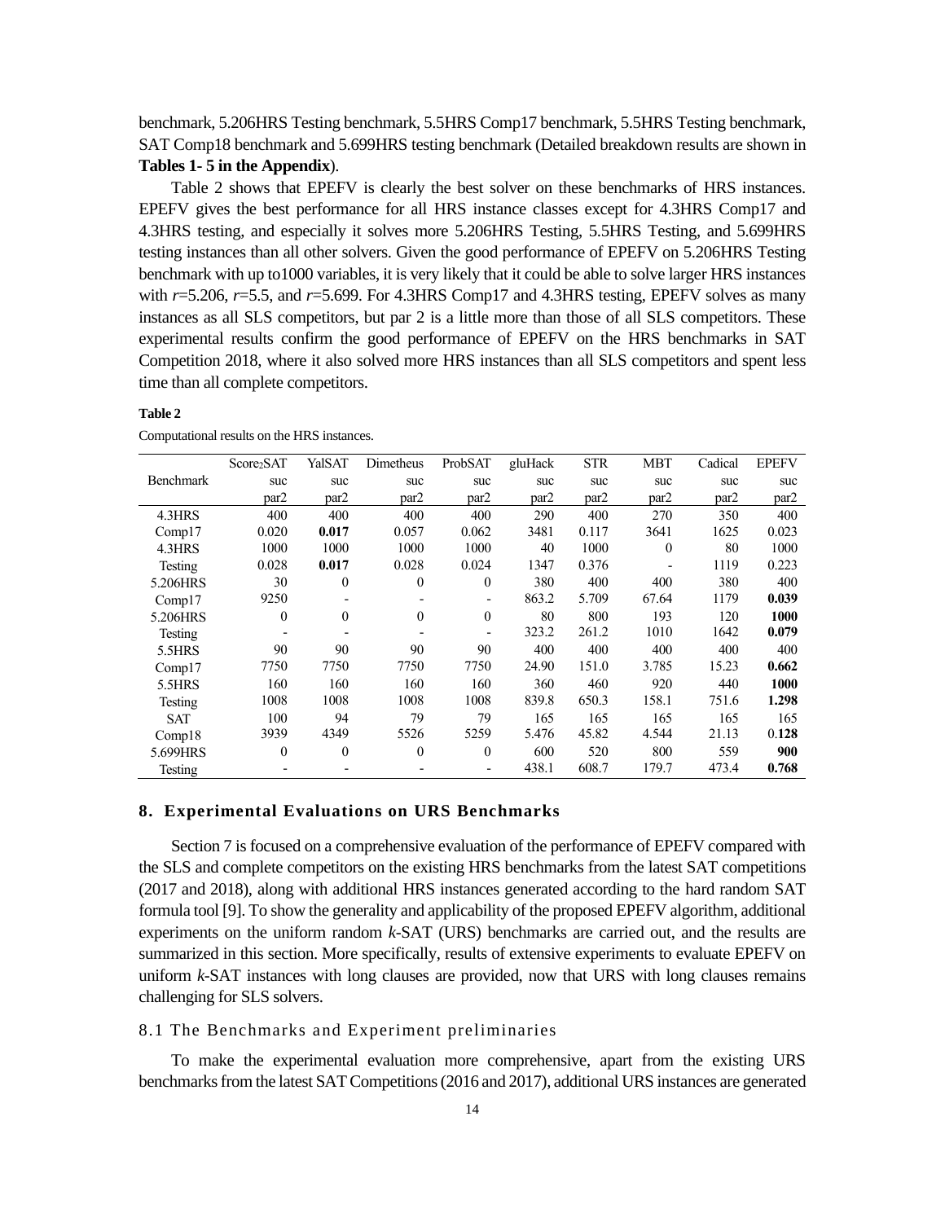benchmark, 5.206HRS Testing benchmark, 5.5HRS Comp17 benchmark, 5.5HRS Testing benchmark, SAT Comp18 benchmark and 5.699HRS testing benchmark (Detailed breakdown results are shown in **Tables 1- 5 in the Appendix**).

Table 2 shows that EPEFV is clearly the best solver on these benchmarks of HRS instances. EPEFV gives the best performance for all HRS instance classes except for 4.3HRS Comp17 and 4.3HRS testing, and especially it solves more 5.206HRS Testing, 5.5HRS Testing, and 5.699HRS testing instances than all other solvers. Given the good performance of EPEFV on 5.206HRS Testing benchmark with up to1000 variables, it is very likely that it could be able to solve larger HRS instances with *r*=5.206, *r*=5.5, and *r*=5.699. For 4.3HRS Comp17 and 4.3HRS testing, EPEFV solves as many instances as all SLS competitors, but par 2 is a little more than those of all SLS competitors. These experimental results confirm the good performance of EPEFV on the HRS benchmarks in SAT Competition 2018, where it also solved more HRS instances than all SLS competitors and spent less time than all complete competitors.

**Table 2**

Computational results on the HRS instances.

| Benchmark | $Score_2SAT$ suc / par2 | YalSAT suc / par2 | Dimetheus suc / par2 | ProbSAT suc / par2 | gluHack suc / par2 | STR suc / par2 | MBT suc / par2 | Cadical suc / par2 | EPEFV suc / par2 |
|---|---|---|---|---|---|---|---|---|---|
| 4.3HRS Comp17 | 400 | 400 | 400 | 400 | 290 | 400 | 270 | 350 | 400 |
| | 0.020 | **0.017** | 0.057 | 0.062 | 3481 | 0.117 | 3641 | 1625 | 0.023 |
| 4.3HRS Testing | 1000 | 1000 | 1000 | 1000 | 40 | 1000 | 0 | 80 | 1000 |
| | 0.028 | **0.017** | 0.028 | 0.024 | 1347 | 0.376 | - | 1119 | 0.223 |
| 5.206HRS Comp17 | 30 | 0 | 0 | 0 | 380 | 400 | 400 | 380 | 400 |
| | 9250 | - | - | - | 863.2 | 5.709 | 67.64 | 1179 | **0.039** |
| 5.206HRS Testing | 0 | 0 | 0 | 0 | 80 | 800 | 193 | 120 | **1000** |
| | - | - | - | - | 323.2 | 261.2 | 1010 | 1642 | **0.079** |
| 5.5HRS Comp17 | 90 | 90 | 90 | 90 | 400 | 400 | 400 | 400 | 400 |
| | 7750 | 7750 | 7750 | 7750 | 24.90 | 151.0 | 3.785 | 15.23 | **0.662** |
| 5.5HRS Testing | 160 | 160 | 160 | 160 | 360 | 460 | 920 | 440 | **1000** |
| | 1008 | 1008 | 1008 | 1008 | 839.8 | 650.3 | 158.1 | 751.6 | **1.298** |
| SAT Comp18 | 100 | 94 | 79 | 79 | 165 | 165 | 165 | 165 | 165 |
| | 3939 | 4349 | 5526 | 5259 | 5.476 | 45.82 | 4.544 | 21.13 | 0.**128** |
| 5.699HRS Testing | 0 | 0 | 0 | 0 | 600 | 520 | 800 | 559 | **900** |
| | - | - | - | - | 438.1 | 608.7 | 179.7 | 473.4 | **0.768** |

## 8. Experimental Evaluations on URS Benchmarks

Section 7 is focused on a comprehensive evaluation of the performance of EPEFV compared with the SLS and complete competitors on the existing HRS benchmarks from the latest SAT competitions (2017 and 2018), along with additional HRS instances generated according to the hard random SAT formula tool [9]. To show the generality and applicability of the proposed EPEFV algorithm, additional experiments on the uniform random *k*-SAT (URS) benchmarks are carried out, and the results are summarized in this section. More specifically, results of extensive experiments to evaluate EPEFV on uniform *k*-SAT instances with long clauses are provided, now that URS with long clauses remains challenging for SLS solvers.

### 8.1 The Benchmarks and Experiment preliminaries

To make the experimental evaluation more comprehensive, apart from the existing URS benchmarks from the latest SAT Competitions (2016 and 2017), additional URS instances are generated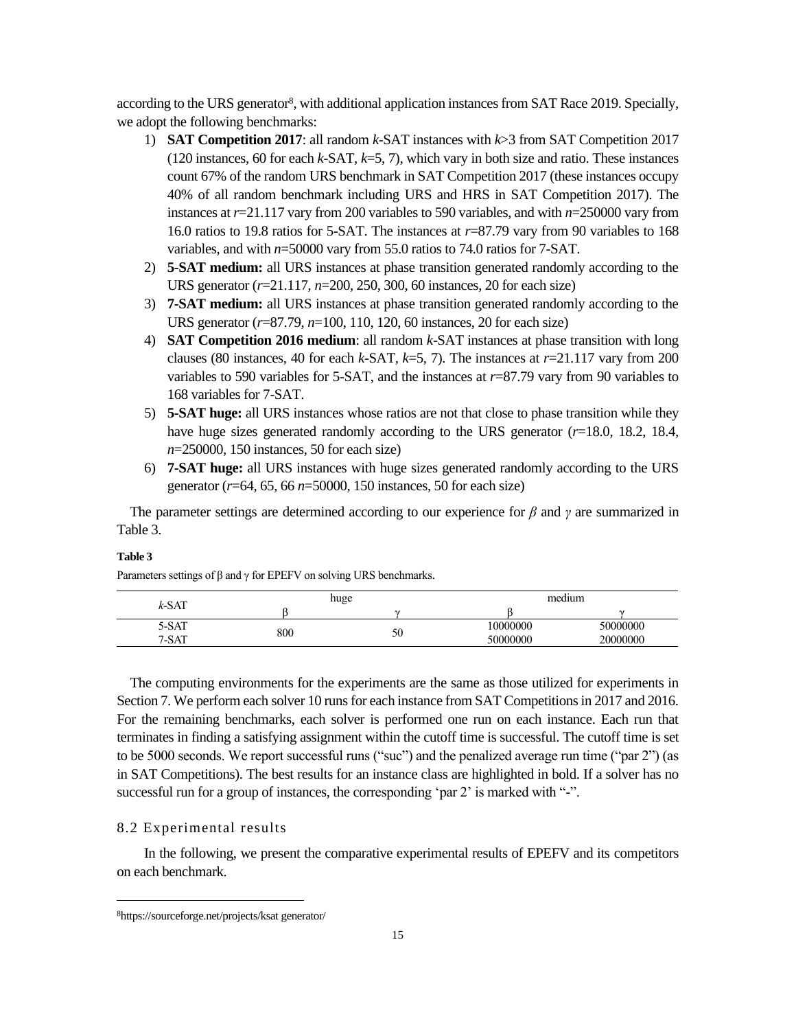according to the URS generator[8], with additional application instances from SAT Race 2019. Specially, we adopt the following benchmarks:

1) **SAT Competition 2017**: all random *k*-SAT instances with *k*>3 from SAT Competition 2017 (120 instances, 60 for each *k*-SAT, *k*=5, 7), which vary in both size and ratio. These instances count 67% of the random URS benchmark in SAT Competition 2017 (these instances occupy 40% of all random benchmark including URS and HRS in SAT Competition 2017). The instances at *r*=21.117 vary from 200 variables to 590 variables, and with *n*=250000 vary from 16.0 ratios to 19.8 ratios for 5-SAT. The instances at *r*=87.79 vary from 90 variables to 168 variables, and with *n*=50000 vary from 55.0 ratios to 74.0 ratios for 7-SAT.
2) **5-SAT medium:** all URS instances at phase transition generated randomly according to the URS generator (*r*=21.117, *n*=200, 250, 300, 60 instances, 20 for each size)
3) **7-SAT medium:** all URS instances at phase transition generated randomly according to the URS generator (*r*=87.79, *n*=100, 110, 120, 60 instances, 20 for each size)
4) **SAT Competition 2016 medium**: all random *k*-SAT instances at phase transition with long clauses (80 instances, 40 for each *k*-SAT, *k*=5, 7). The instances at *r*=21.117 vary from 200 variables to 590 variables for 5-SAT, and the instances at *r*=87.79 vary from 90 variables to 168 variables for 7-SAT.
5) **5-SAT huge:** all URS instances whose ratios are not that close to phase transition while they have huge sizes generated randomly according to the URS generator (*r*=18.0, 18.2, 18.4, *n*=250000, 150 instances, 50 for each size)
6) **7-SAT huge:** all URS instances with huge sizes generated randomly according to the URS generator (*r*=64, 65, 66 *n*=50000, 150 instances, 50 for each size)

The parameter settings are determined according to our experience for $\beta$ and $\gamma$ are summarized in Table 3.

**Table 3**

Parameters settings of β and γ for EPEFV on solving URS benchmarks.

| *k*-SAT | huge | | medium | |
|---|---|---|---|---|
| | β | γ | β | γ |
| 5-SAT | 800 | 50 | 10000000 | 50000000 |
| 7-SAT | | | 50000000 | 20000000 |

The computing environments for the experiments are the same as those utilized for experiments in Section 7. We perform each solver 10 runs for each instance from SAT Competitions in 2017 and 2016. For the remaining benchmarks, each solver is performed one run on each instance. Each run that terminates in finding a satisfying assignment within the cutoff time is successful. The cutoff time is set to be 5000 seconds. We report successful runs ("suc") and the penalized average run time ("par 2") (as in SAT Competitions). The best results for an instance class are highlighted in bold. If a solver has no successful run for a group of instances, the corresponding 'par 2' is marked with "-".

## 8.2 Experimental results

In the following, we present the comparative experimental results of EPEFV and its competitors on each benchmark.

[8]https://sourceforge.net/projects/ksat generator/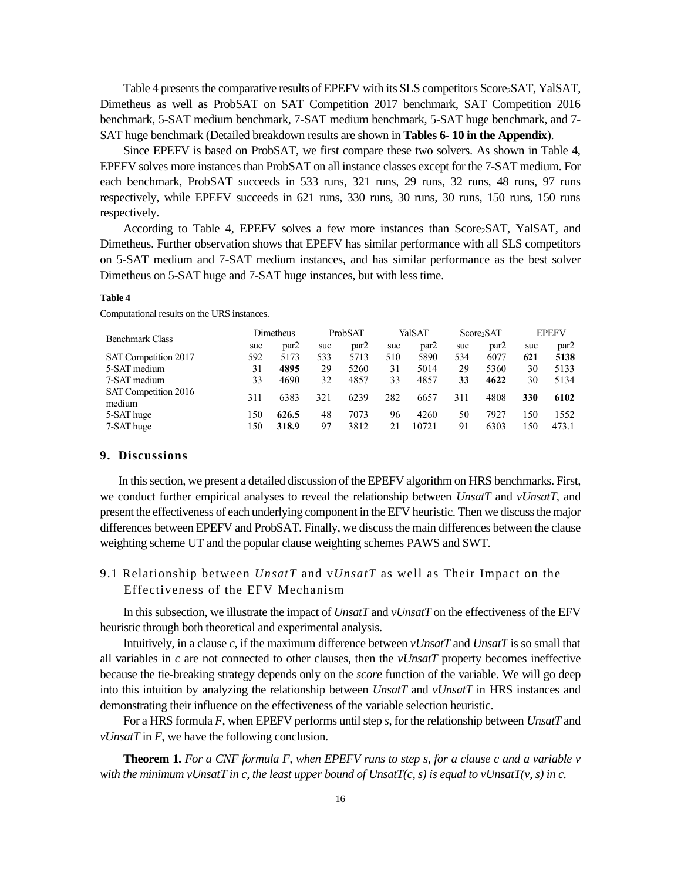Table 4 presents the comparative results of EPEFV with its SLS competitors $Score_2SAT$, YalSAT, Dimetheus as well as ProbSAT on SAT Competition 2017 benchmark, SAT Competition 2016 benchmark, 5-SAT medium benchmark, 7-SAT medium benchmark, 5-SAT huge benchmark, and 7-SAT huge benchmark (Detailed breakdown results are shown in **Tables 6- 10 in the Appendix**).

Since EPEFV is based on ProbSAT, we first compare these two solvers. As shown in Table 4, EPEFV solves more instances than ProbSAT on all instance classes except for the 7-SAT medium. For each benchmark, ProbSAT succeeds in 533 runs, 321 runs, 29 runs, 32 runs, 48 runs, 97 runs respectively, while EPEFV succeeds in 621 runs, 330 runs, 30 runs, 30 runs, 150 runs, 150 runs respectively.

According to Table 4, EPEFV solves a few more instances than $Score_2SAT$, YalSAT, and Dimetheus. Further observation shows that EPEFV has similar performance with all SLS competitors on 5-SAT medium and 7-SAT medium instances, and has similar performance as the best solver Dimetheus on 5-SAT huge and 7-SAT huge instances, but with less time.

**Table 4**

Computational results on the URS instances.

| Benchmark Class | Dimetheus | | ProbSAT | | YalSAT | | $Score_2SAT$ | | EPEFV | |
|---|---|---|---|---|---|---|---|---|---|---|
| | suc | par2 | suc | par2 | suc | par2 | suc | par2 | suc | par2 |
| SAT Competition 2017 | 592 | 5173 | 533 | 5713 | 510 | 5890 | 534 | 6077 | **621** | **5138** |
| 5-SAT medium | 31 | **4895** | 29 | 5260 | 31 | 5014 | 29 | 5360 | 30 | 5133 |
| 7-SAT medium | 33 | 4690 | 32 | 4857 | 33 | 4857 | **33** | **4622** | 30 | 5134 |
| SAT Competition 2016 medium | 311 | 6383 | 321 | 6239 | 282 | 6657 | 311 | 4808 | **330** | **6102** |
| 5-SAT huge | 150 | **626.5** | 48 | 7073 | 96 | 4260 | 50 | 7927 | 150 | 1552 |
| 7-SAT huge | 150 | **318.9** | 97 | 3812 | 21 | 10721 | 91 | 6303 | 150 | 473.1 |

## 9. Discussions

In this section, we present a detailed discussion of the EPEFV algorithm on HRS benchmarks. First, we conduct further empirical analyses to reveal the relationship between *UnsatT* and *vUnsatT*, and present the effectiveness of each underlying component in the EFV heuristic. Then we discuss the major differences between EPEFV and ProbSAT. Finally, we discuss the main differences between the clause weighting scheme UT and the popular clause weighting schemes PAWS and SWT.

### 9.1 Relationship between *UnsatT* and *vUnsatT* as well as Their Impact on the Effectiveness of the EFV Mechanism

In this subsection, we illustrate the impact of *UnsatT* and *vUnsatT* on the effectiveness of the EFV heuristic through both theoretical and experimental analysis.

Intuitively, in a clause *c*, if the maximum difference between *vUnsatT* and *UnsatT* is so small that all variables in *c* are not connected to other clauses, then the *vUnsatT* property becomes ineffective because the tie-breaking strategy depends only on the *score* function of the variable. We will go deep into this intuition by analyzing the relationship between *UnsatT* and *vUnsatT* in HRS instances and demonstrating their influence on the effectiveness of the variable selection heuristic.

For a HRS formula *F*, when EPEFV performs until step *s*, for the relationship between *UnsatT* and *vUnsatT* in *F*, we have the following conclusion.

**Theorem 1.** *For a CNF formula F, when EPEFV runs to step s, for a clause c and a variable v with the minimum vUnsatT in c, the least upper bound of UnsatT(c, s) is equal to vUnsatT(v, s) in c.*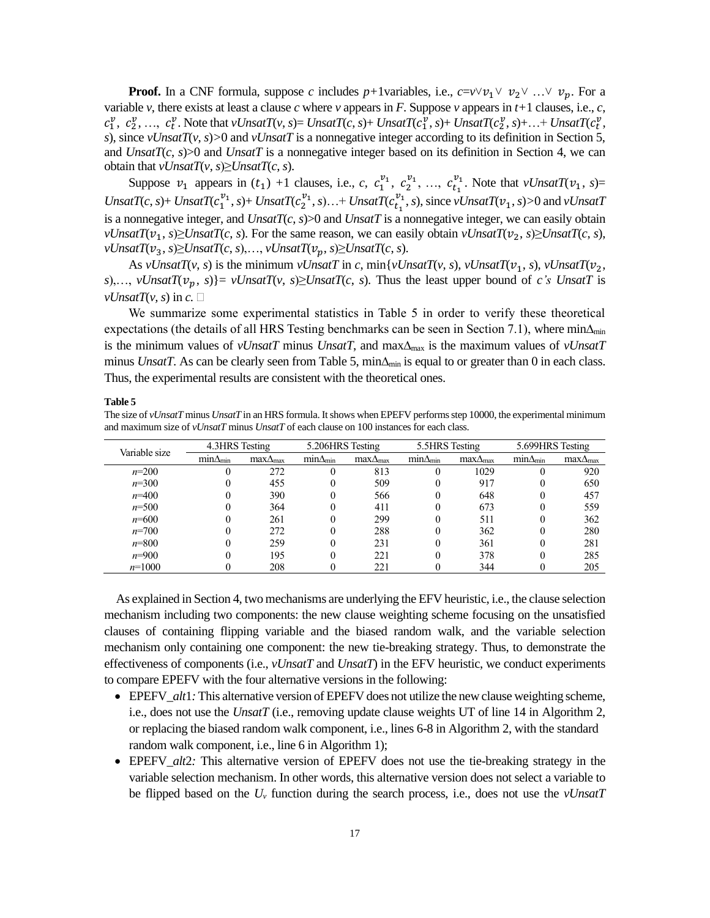**Proof.** In a CNF formula, suppose *c* includes *p*+1variables, i.e., $c=v \vee v_1 \vee v_2 \vee \ldots \vee v_p$. For a variable *v*, there exists at least a clause *c* where *v* appears in *F*. Suppose *v* appears in *t*+1 clauses, i.e., *c*, $c_1^v, c_2^v, \ldots, c_t^v$. Note that *vUnsatT*(*v*, *s*)= *UnsatT*(*c*, *s*)+ *UnsatT*($c_1^v$, *s*)+ *UnsatT*($c_2^v$, *s*)+…+ *UnsatT*($c_t^v$, *s*), since *vUnsatT*(*v*, *s*)>0 and *vUnsatT* is a nonnegative integer according to its definition in Section 5, and *UnsatT*(*c*, *s*)>0 and *UnsatT* is a nonnegative integer based on its definition in Section 4, we can obtain that *vUnsatT*(*v*, *s*)≥*UnsatT*(*c*, *s*).

Suppose $v_1$ appears in ($t_1$) +1 clauses, i.e., *c*, $c_1^{v_1}, c_2^{v_1}, \ldots, c_{t_1}^{v_1}$. Note that *vUnsatT*($v_1$, *s*)= *UnsatT*(*c*, *s*)+ *UnsatT*($c_1^{v_1}$, *s*)+ *UnsatT*($c_2^{v_1}$, *s*)…+ *UnsatT*($c_{t_1}^{v_1}$, *s*), since *vUnsatT*($v_1$, *s*)>0 and *vUnsatT* is a nonnegative integer, and *UnsatT*(*c*, *s*)>0 and *UnsatT* is a nonnegative integer, we can easily obtain *vUnsatT*($v_1$, *s*)≥*UnsatT*(*c*, *s*). For the same reason, we can easily obtain *vUnsatT*($v_2$, *s*)≥*UnsatT*(*c*, *s*), *vUnsatT*($v_3$, *s*)≥*UnsatT*(*c*, *s*),…, *vUnsatT*($v_p$, *s*)≥*UnsatT*(*c*, *s*).

As *vUnsatT*(*v*, *s*) is the minimum *vUnsatT* in *c*, min{*vUnsatT*(*v*, *s*), *vUnsatT*($v_1$, *s*), *vUnsatT*($v_2$, *s*),…, *vUnsatT*($v_p$, *s*)}= *vUnsatT*(*v*, *s*)≥*UnsatT*(*c*, *s*). Thus the least upper bound of *c's UnsatT* is *vUnsatT*(*v, s*) in *c.* □

We summarize some experimental statistics in Table 5 in order to verify these theoretical expectations (the details of all HRS Testing benchmarks can be seen in Section 7.1), where $\min\Delta_{\min}$ is the minimum values of *vUnsatT* minus *UnsatT*, and $\max\Delta_{\max}$ is the maximum values of *vUnsatT* minus *UnsatT*. As can be clearly seen from Table 5, $\min\Delta_{\min}$ is equal to or greater than 0 in each class. Thus, the experimental results are consistent with the theoretical ones.

**Table 5**

The size of *vUnsatT* minus *UnsatT* in an HRS formula. It shows when EPEFV performs step 10000, the experimental minimum and maximum size of *vUnsatT* minus *UnsatT* of each clause on 100 instances for each class.

| Variable size | 4.3HRS Testing | | 5.206HRS Testing | | 5.5HRS Testing | | 5.699HRS Testing | |
|---|---|---|---|---|---|---|---|---|
| | $\min\Delta_{\min}$ | $\max\Delta_{\max}$ | $\min\Delta_{\min}$ | $\max\Delta_{\max}$ | $\min\Delta_{\min}$ | $\max\Delta_{\max}$ | $\min\Delta_{\min}$ | $\max\Delta_{\max}$ |
| *n*=200 | 0 | 272 | 0 | 813 | 0 | 1029 | 0 | 920 |
| *n*=300 | 0 | 455 | 0 | 509 | 0 | 917 | 0 | 650 |
| *n*=400 | 0 | 390 | 0 | 566 | 0 | 648 | 0 | 457 |
| *n*=500 | 0 | 364 | 0 | 411 | 0 | 673 | 0 | 559 |
| *n*=600 | 0 | 261 | 0 | 299 | 0 | 511 | 0 | 362 |
| *n*=700 | 0 | 272 | 0 | 288 | 0 | 362 | 0 | 280 |
| *n*=800 | 0 | 259 | 0 | 231 | 0 | 361 | 0 | 281 |
| *n*=900 | 0 | 195 | 0 | 221 | 0 | 378 | 0 | 285 |
| *n*=1000 | 0 | 208 | 0 | 221 | 0 | 344 | 0 | 205 |

As explained in Section 4, two mechanisms are underlying the EFV heuristic, i.e., the clause selection mechanism including two components: the new clause weighting scheme focusing on the unsatisfied clauses of containing flipping variable and the biased random walk, and the variable selection mechanism only containing one component: the new tie-breaking strategy. Thus, to demonstrate the effectiveness of components (i.e., *vUnsatT* and *UnsatT*) in the EFV heuristic, we conduct experiments to compare EPEFV with the four alternative versions in the following:

- EPEFV_*alt*1*:* This alternative version of EPEFV does not utilize the new clause weighting scheme, i.e., does not use the *UnsatT* (i.e., removing update clause weights UT of line 14 in Algorithm 2, or replacing the biased random walk component, i.e., lines 6-8 in Algorithm 2, with the standard random walk component, i.e., line 6 in Algorithm 1);
- EPEFV_*alt*2*:* This alternative version of EPEFV does not use the tie-breaking strategy in the variable selection mechanism. In other words, this alternative version does not select a variable to be flipped based on the $U_v$ function during the search process, i.e., does not use the *vUnsatT*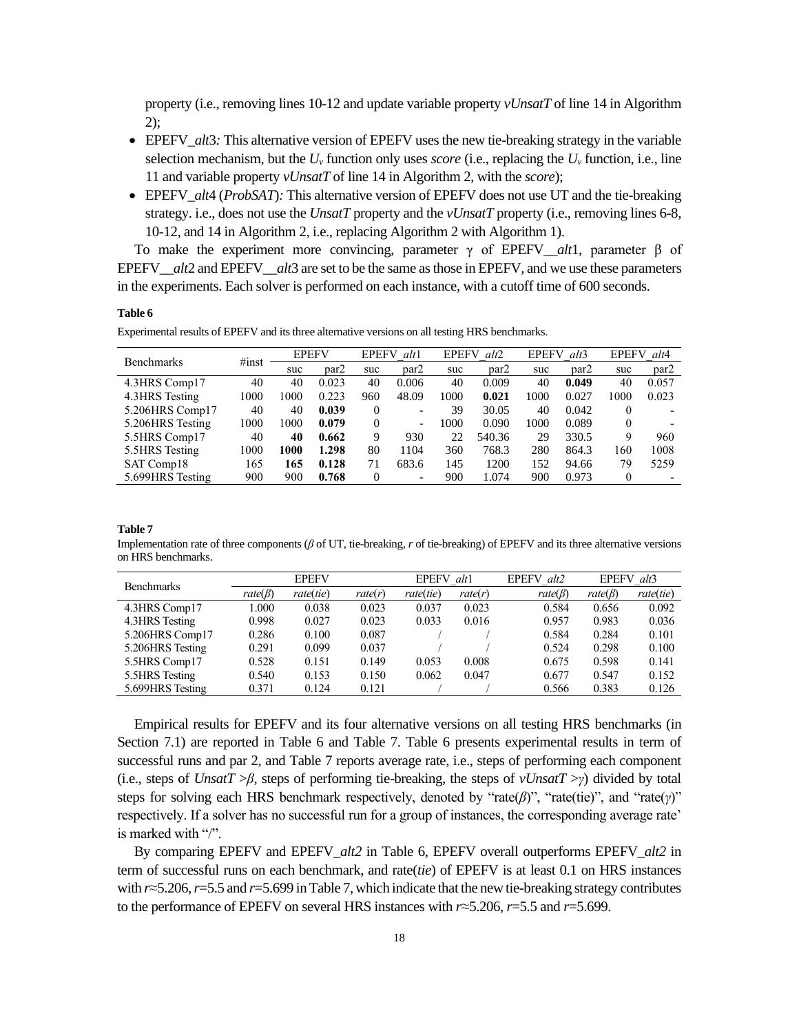property (i.e., removing lines 10-12 and update variable property *vUnsatT* of line 14 in Algorithm 2);

- EPEFV_*alt*3*:* This alternative version of EPEFV uses the new tie-breaking strategy in the variable selection mechanism, but the $U_v$ function only uses *score* (i.e., replacing the $U_v$ function, i.e., line 11 and variable property *vUnsatT* of line 14 in Algorithm 2, with the *score*);
- EPEFV_*alt*4 (*ProbSAT*)*:* This alternative version of EPEFV does not use UT and the tie-breaking strategy. i.e., does not use the *UnsatT* property and the *vUnsatT* property (i.e., removing lines 6-8, 10-12, and 14 in Algorithm 2, i.e., replacing Algorithm 2 with Algorithm 1).

To make the experiment more convincing, parameter $\gamma$ of EPEFV__*alt*1, parameter $\beta$ of EPEFV__*alt*2 and EPEFV__*alt*3 are set to be the same as those in EPEFV, and we use these parameters in the experiments. Each solver is performed on each instance, with a cutoff time of 600 seconds.

**Table 6**

Experimental results of EPEFV and its three alternative versions on all testing HRS benchmarks.

| Benchmarks | #inst | EPEFV | | EPEFV_*alt*1 | | EPEFV_*alt*2 | | EPEFV_*alt*3 | | EPEFV_*alt*4 | |
|---|---|---|---|---|---|---|---|---|---|---|---|
| | | suc | par2 | suc | par2 | suc | par2 | suc | par2 | suc | par2 |
| 4.3HRS Comp17 | 40 | 40 | 0.023 | 40 | 0.006 | 40 | 0.009 | 40 | **0.049** | 40 | 0.057 |
| 4.3HRS Testing | 1000 | 1000 | 0.223 | 960 | 48.09 | 1000 | **0.021** | 1000 | 0.027 | 1000 | 0.023 |
| 5.206HRS Comp17 | 40 | 40 | **0.039** | 0 | - | 39 | 30.05 | 40 | 0.042 | 0 | - |
| 5.206HRS Testing | 1000 | 1000 | **0.079** | 0 | - | 1000 | 0.090 | 1000 | 0.089 | 0 | - |
| 5.5HRS Comp17 | 40 | **40** | **0.662** | 9 | 930 | 22 | 540.36 | 29 | 330.5 | 9 | 960 |
| 5.5HRS Testing | 1000 | **1000** | **1.298** | 80 | 1104 | 360 | 768.3 | 280 | 864.3 | 160 | 1008 |
| SAT Comp18 | 165 | **165** | **0.128** | 71 | 683.6 | 145 | 1200 | 152 | 94.66 | 79 | 5259 |
| 5.699HRS Testing | 900 | 900 | **0.768** | 0 | - | 900 | 1.074 | 900 | 0.973 | 0 | - |

**Table 7**

Implementation rate of three components ($\beta$ of UT, tie-breaking, $r$ of tie-breaking) of EPEFV and its three alternative versions on HRS benchmarks.

| Benchmarks | EPEFV | | | EPEFV_*alt*1 | | EPEFV_*alt2* | EPEFV_*alt*3 | |
|---|---|---|---|---|---|---|---|---|
| | *rate*($\beta$) | *rate*(*tie*) | *rate*($r$) | *rate*(*tie*) | *rate*($r$) | *rate*($\beta$) | *rate*($\beta$) | *rate*(*tie*) |
| 4.3HRS Comp17 | 1.000 | 0.038 | 0.023 | 0.037 | 0.023 | 0.584 | 0.656 | 0.092 |
| 4.3HRS Testing | 0.998 | 0.027 | 0.023 | 0.033 | 0.016 | 0.957 | 0.983 | 0.036 |
| 5.206HRS Comp17 | 0.286 | 0.100 | 0.087 | / | / | 0.584 | 0.284 | 0.101 |
| 5.206HRS Testing | 0.291 | 0.099 | 0.037 | / | / | 0.524 | 0.298 | 0.100 |
| 5.5HRS Comp17 | 0.528 | 0.151 | 0.149 | 0.053 | 0.008 | 0.675 | 0.598 | 0.141 |
| 5.5HRS Testing | 0.540 | 0.153 | 0.150 | 0.062 | 0.047 | 0.677 | 0.547 | 0.152 |
| 5.699HRS Testing | 0.371 | 0.124 | 0.121 | / | / | 0.566 | 0.383 | 0.126 |

Empirical results for EPEFV and its four alternative versions on all testing HRS benchmarks (in Section 7.1) are reported in Table 6 and Table 7. Table 6 presents experimental results in term of successful runs and par 2, and Table 7 reports average rate, i.e., steps of performing each component (i.e., steps of *UnsatT* >$\beta$, steps of performing tie-breaking, the steps of *vUnsatT* >$\gamma$) divided by total steps for solving each HRS benchmark respectively, denoted by "rate($\beta$)", "rate(tie)", and "rate($\gamma$)" respectively. If a solver has no successful run for a group of instances, the corresponding average rate' is marked with "/".

By comparing EPEFV and EPEFV_*alt2* in Table 6, EPEFV overall outperforms EPEFV_*alt2* in term of successful runs on each benchmark, and rate(*tie*) of EPEFV is at least 0.1 on HRS instances with $r$≈5.206, $r$=5.5 and $r$=5.699 in Table 7, which indicate that the new tie-breaking strategy contributes to the performance of EPEFV on several HRS instances with $r$≈5.206, $r$=5.5 and $r$=5.699.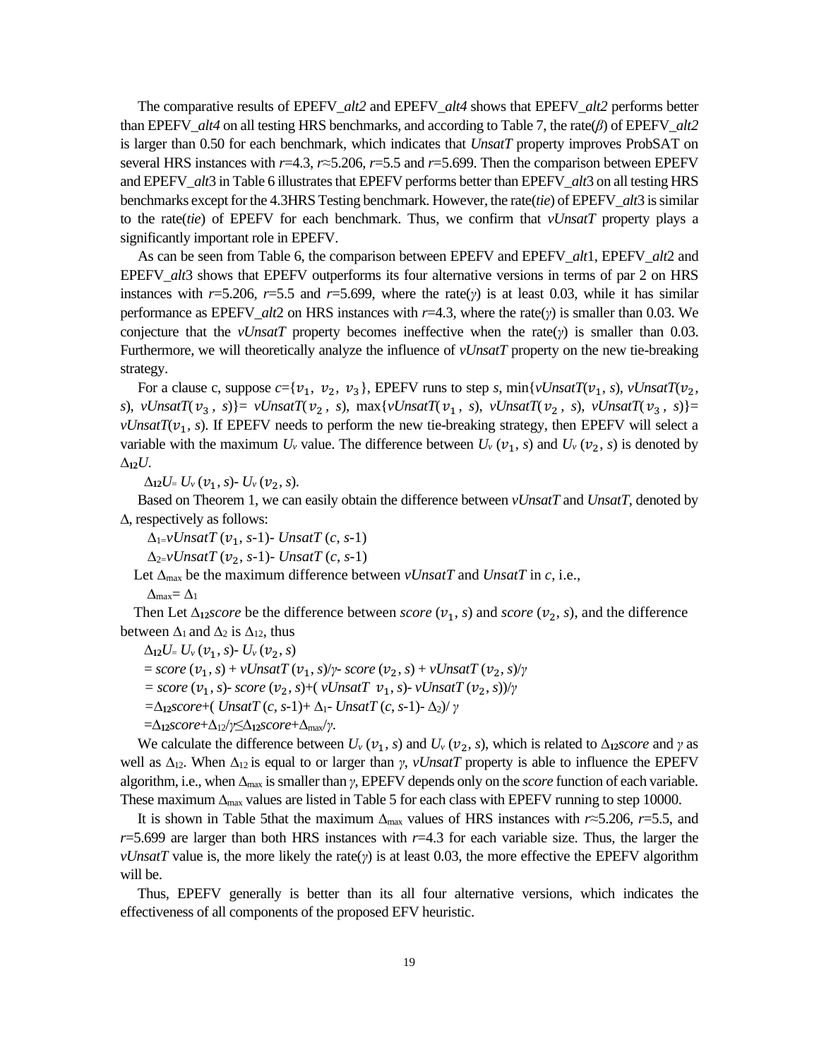The comparative results of EPEFV_*alt2* and EPEFV_*alt4* shows that EPEFV_*alt2* performs better than EPEFV_*alt4* on all testing HRS benchmarks, and according to Table 7, the rate($\beta$) of EPEFV_*alt2* is larger than 0.50 for each benchmark, which indicates that *UnsatT* property improves ProbSAT on several HRS instances with $r$=4.3, $r$≈5.206, $r$=5.5 and $r$=5.699. Then the comparison between EPEFV and EPEFV_*alt*3 in Table 6 illustrates that EPEFV performs better than EPEFV_*alt*3 on all testing HRS benchmarks except for the 4.3HRS Testing benchmark. However, the rate(*tie*) of EPEFV_*alt*3 is similar to the rate(*tie*) of EPEFV for each benchmark. Thus, we confirm that *vUnsatT* property plays a significantly important role in EPEFV.

As can be seen from Table 6, the comparison between EPEFV and EPEFV_*alt*1, EPEFV_*alt*2 and EPEFV_*alt*3 shows that EPEFV outperforms its four alternative versions in terms of par 2 on HRS instances with $r$=5.206, $r$=5.5 and $r$=5.699, where the rate($\gamma$) is at least 0.03, while it has similar performance as EPEFV_*alt*2 on HRS instances with $r$=4.3, where the rate($\gamma$) is smaller than 0.03. We conjecture that the *vUnsatT* property becomes ineffective when the rate($\gamma$) is smaller than 0.03. Furthermore, we will theoretically analyze the influence of *vUnsatT* property on the new tie-breaking strategy.

For a clause c, suppose $c=\{v_1, v_2, v_3\}$, EPEFV runs to step $s$, $\min\{vUnsatT(v_1, s), vUnsatT(v_2, s), vUnsatT(v_3, s)\} = vUnsatT(v_2, s)$, $\max\{vUnsatT(v_1, s), vUnsatT(v_2, s), vUnsatT(v_3, s)\} = vUnsatT(v_1, s)$. If EPEFV needs to perform the new tie-breaking strategy, then EPEFV will select a variable with the maximum $U_v$ value. The difference between $U_v(v_1, s)$ and $U_v(v_2, s)$ is denoted by $\Delta_{12}U$.

$\Delta_{12}U = U_v(v_1, s) - U_v(v_2, s)$.

Based on Theorem 1, we can easily obtain the difference between *vUnsatT* and *UnsatT*, denoted by $\Delta$, respectively as follows:

$\Delta_1 = vUnsatT(v_1, s\text{-}1) - UnsatT(c, s\text{-}1)$

$\Delta_2 = vUnsatT(v_2, s\text{-}1) - UnsatT(c, s\text{-}1)$

Let $\Delta_{max}$ be the maximum difference between *vUnsatT* and *UnsatT* in $c$, i.e.,

$\Delta_{max} = \Delta_1$

Then Let $\Delta_{12}score$ be the difference between $score(v_1, s)$ and $score(v_2, s)$, and the difference between $\Delta_1$ and $\Delta_2$ is $\Delta_{12}$, thus

$$
\begin{aligned}
\Delta_{12}U &= U_v(v_1, s) - U_v(v_2, s) \\
&= score(v_1, s) + vUnsatT(v_1, s)/\gamma - score(v_2, s) + vUnsatT(v_2, s)/\gamma \\
&= score(v_1, s) - score(v_2, s) + (vUnsatT(v_1, s) - vUnsatT(v_2, s))/\gamma \\
&= \Delta_{12}score + (UnsatT(c, s\text{-}1) + \Delta_1 - UnsatT(c, s\text{-}1) - \Delta_2)/\gamma \\
&= \Delta_{12}score + \Delta_{12}/\gamma \le \Delta_{12}score + \Delta_{max}/\gamma.
\end{aligned}
$$

We calculate the difference between $U_v(v_1, s)$ and $U_v(v_2, s)$, which is related to $\Delta_{12}score$ and $\gamma$ as well as $\Delta_{12}$. When $\Delta_{12}$ is equal to or larger than $\gamma$, *vUnsatT* property is able to influence the EPEFV algorithm, i.e., when $\Delta_{max}$ is smaller than $\gamma$, EPEFV depends only on the *score* function of each variable. These maximum $\Delta_{max}$ values are listed in Table 5 for each class with EPEFV running to step 10000.

It is shown in Table 5that the maximum $\Delta_{max}$ values of HRS instances with $r$≈5.206, $r$=5.5, and $r$=5.699 are larger than both HRS instances with $r$=4.3 for each variable size. Thus, the larger the *vUnsatT* value is, the more likely the rate($\gamma$) is at least 0.03, the more effective the EPEFV algorithm will be.

Thus, EPEFV generally is better than its all four alternative versions, which indicates the effectiveness of all components of the proposed EFV heuristic.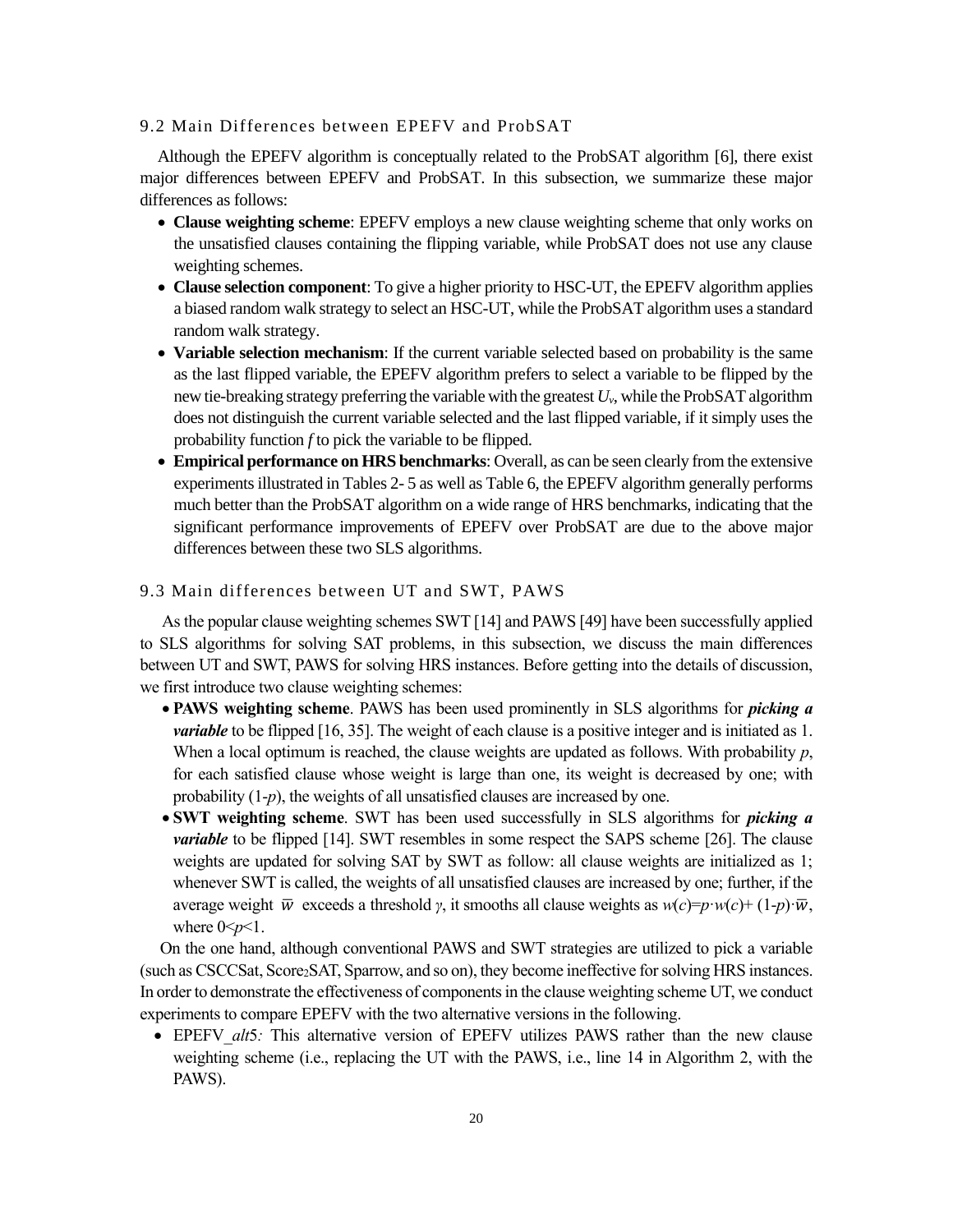### 9.2 Main Differences between EPEFV and ProbSAT

Although the EPEFV algorithm is conceptually related to the ProbSAT algorithm [6], there exist major differences between EPEFV and ProbSAT. In this subsection, we summarize these major differences as follows:

- **Clause weighting scheme**: EPEFV employs a new clause weighting scheme that only works on the unsatisfied clauses containing the flipping variable, while ProbSAT does not use any clause weighting schemes.
- **Clause selection component**: To give a higher priority to HSC-UT, the EPEFV algorithm applies a biased random walk strategy to select an HSC-UT, while the ProbSAT algorithm uses a standard random walk strategy.
- **Variable selection mechanism**: If the current variable selected based on probability is the same as the last flipped variable, the EPEFV algorithm prefers to select a variable to be flipped by the new tie-breaking strategy preferring the variable with the greatest $U_v$, while the ProbSAT algorithm does not distinguish the current variable selected and the last flipped variable, if it simply uses the probability function $f$ to pick the variable to be flipped.
- **Empirical performance on HRS benchmarks**: Overall, as can be seen clearly from the extensive experiments illustrated in Tables 2- 5 as well as Table 6, the EPEFV algorithm generally performs much better than the ProbSAT algorithm on a wide range of HRS benchmarks, indicating that the significant performance improvements of EPEFV over ProbSAT are due to the above major differences between these two SLS algorithms.

### 9.3 Main differences between UT and SWT, PAWS

As the popular clause weighting schemes SWT [14] and PAWS [49] have been successfully applied to SLS algorithms for solving SAT problems, in this subsection, we discuss the main differences between UT and SWT, PAWS for solving HRS instances. Before getting into the details of discussion, we first introduce two clause weighting schemes:

- **PAWS weighting scheme**. PAWS has been used prominently in SLS algorithms for ***picking a variable*** to be flipped [16, 35]. The weight of each clause is a positive integer and is initiated as 1. When a local optimum is reached, the clause weights are updated as follows. With probability $p$, for each satisfied clause whose weight is large than one, its weight is decreased by one; with probability (1-$p$), the weights of all unsatisfied clauses are increased by one.
- **SWT weighting scheme**. SWT has been used successfully in SLS algorithms for ***picking a variable*** to be flipped [14]. SWT resembles in some respect the SAPS scheme [26]. The clause weights are updated for solving SAT by SWT as follow: all clause weights are initialized as 1; whenever SWT is called, the weights of all unsatisfied clauses are increased by one; further, if the average weight $\overline{w}$ exceeds a threshold $\gamma$, it smooths all clause weights as $w(c)=p\cdot w(c)+(1-p)\cdot\overline{w}$, where $0<p<1$.

On the one hand, although conventional PAWS and SWT strategies are utilized to pick a variable (such as CSCCSat, Score$_2$SAT, Sparrow, and so on), they become ineffective for solving HRS instances. In order to demonstrate the effectiveness of components in the clause weighting scheme UT, we conduct experiments to compare EPEFV with the two alternative versions in the following.

- EPEFV_*alt*5*:* This alternative version of EPEFV utilizes PAWS rather than the new clause weighting scheme (i.e., replacing the UT with the PAWS, i.e., line 14 in Algorithm 2, with the PAWS).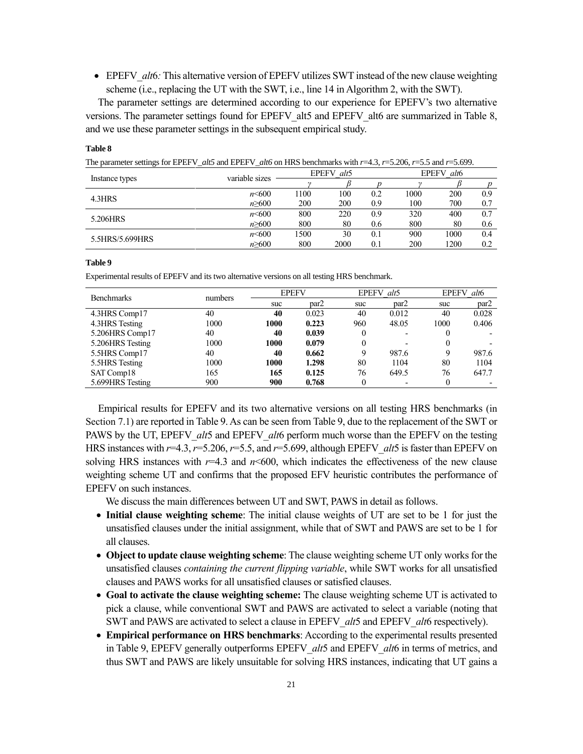- EPEFV_*alt*6*:* This alternative version of EPEFV utilizes SWT instead of the new clause weighting scheme (i.e., replacing the UT with the SWT, i.e., line 14 in Algorithm 2, with the SWT).

The parameter settings are determined according to our experience for EPEFV's two alternative versions. The parameter settings found for EPEFV_alt5 and EPEFV_alt6 are summarized in Table 8, and we use these parameter settings in the subsequent empirical study.

**Table 8**

The parameter settings for EPEFV_*alt5* and EPEFV_*alt6* on HRS benchmarks with $r$=4.3, $r$=5.206, $r$=5.5 and $r$=5.699.

| Instance types | variable sizes | EPEFV_*alt*5 | | | EPEFV_*alt*6 | | |
|---|---|---|---|---|---|---|---|
| | | $\gamma$ | $\beta$ | $p$ | $\gamma$ | $\beta$ | $p$ |
| 4.3HRS | $n$<600 | 1100 | 100 | 0.2 | 1000 | 200 | 0.9 |
| | $n$≥600 | 200 | 200 | 0.9 | 100 | 700 | 0.7 |
| 5.206HRS | $n$<600 | 800 | 220 | 0.9 | 320 | 400 | 0.7 |
| | $n$≥600 | 800 | 80 | 0.6 | 800 | 80 | 0.6 |
| 5.5HRS/5.699HRS | $n$<600 | 1500 | 30 | 0.1 | 900 | 1000 | 0.4 |
| | $n$≥600 | 800 | 2000 | 0.1 | 200 | 1200 | 0.2 |

**Table 9**

Experimental results of EPEFV and its two alternative versions on all testing HRS benchmark.

| Benchmarks | numbers | EPEFV | | EPEFV_*alt*5 | | EPEFV_*alt*6 | |
|---|---|---|---|---|---|---|---|
| | | suc | par2 | suc | par2 | suc | par2 |
| 4.3HRS Comp17 | 40 | **40** | 0.023 | 40 | 0.012 | 40 | 0.028 |
| 4.3HRS Testing | 1000 | **1000** | **0.223** | 960 | 48.05 | 1000 | 0.406 |
| 5.206HRS Comp17 | 40 | **40** | **0.039** | 0 | - | 0 | - |
| 5.206HRS Testing | 1000 | **1000** | **0.079** | 0 | - | 0 | - |
| 5.5HRS Comp17 | 40 | **40** | **0.662** | 9 | 987.6 | 9 | 987.6 |
| 5.5HRS Testing | 1000 | **1000** | **1.298** | 80 | 1104 | 80 | 1104 |
| SAT Comp18 | 165 | **165** | **0.125** | 76 | 649.5 | 76 | 647.7 |
| 5.699HRS Testing | 900 | **900** | **0.768** | 0 | - | 0 | - |

Empirical results for EPEFV and its two alternative versions on all testing HRS benchmarks (in Section 7.1) are reported in Table 9. As can be seen from Table 9, due to the replacement of the SWT or PAWS by the UT, EPEFV_*alt*5 and EPEFV_*alt*6 perform much worse than the EPEFV on the testing HRS instances with $r$=4.3, $r$=5.206, $r$=5.5, and $r$=5.699, although EPEFV_*alt*5 is faster than EPEFV on solving HRS instances with $r$=4.3 and $n$<600, which indicates the effectiveness of the new clause weighting scheme UT and confirms that the proposed EFV heuristic contributes the performance of EPEFV on such instances.

We discuss the main differences between UT and SWT, PAWS in detail as follows.

- **Initial clause weighting scheme**: The initial clause weights of UT are set to be 1 for just the unsatisfied clauses under the initial assignment, while that of SWT and PAWS are set to be 1 for all clauses.
- **Object to update clause weighting scheme**: The clause weighting scheme UT only works for the unsatisfied clauses *containing the current flipping variable*, while SWT works for all unsatisfied clauses and PAWS works for all unsatisfied clauses or satisfied clauses.
- **Goal to activate the clause weighting scheme:** The clause weighting scheme UT is activated to pick a clause, while conventional SWT and PAWS are activated to select a variable (noting that SWT and PAWS are activated to select a clause in EPEFV_*alt*5 and EPEFV_*alt*6 respectively).
- **Empirical performance on HRS benchmarks**: According to the experimental results presented in Table 9, EPEFV generally outperforms EPEFV_*alt*5 and EPEFV_*alt*6 in terms of metrics, and thus SWT and PAWS are likely unsuitable for solving HRS instances, indicating that UT gains a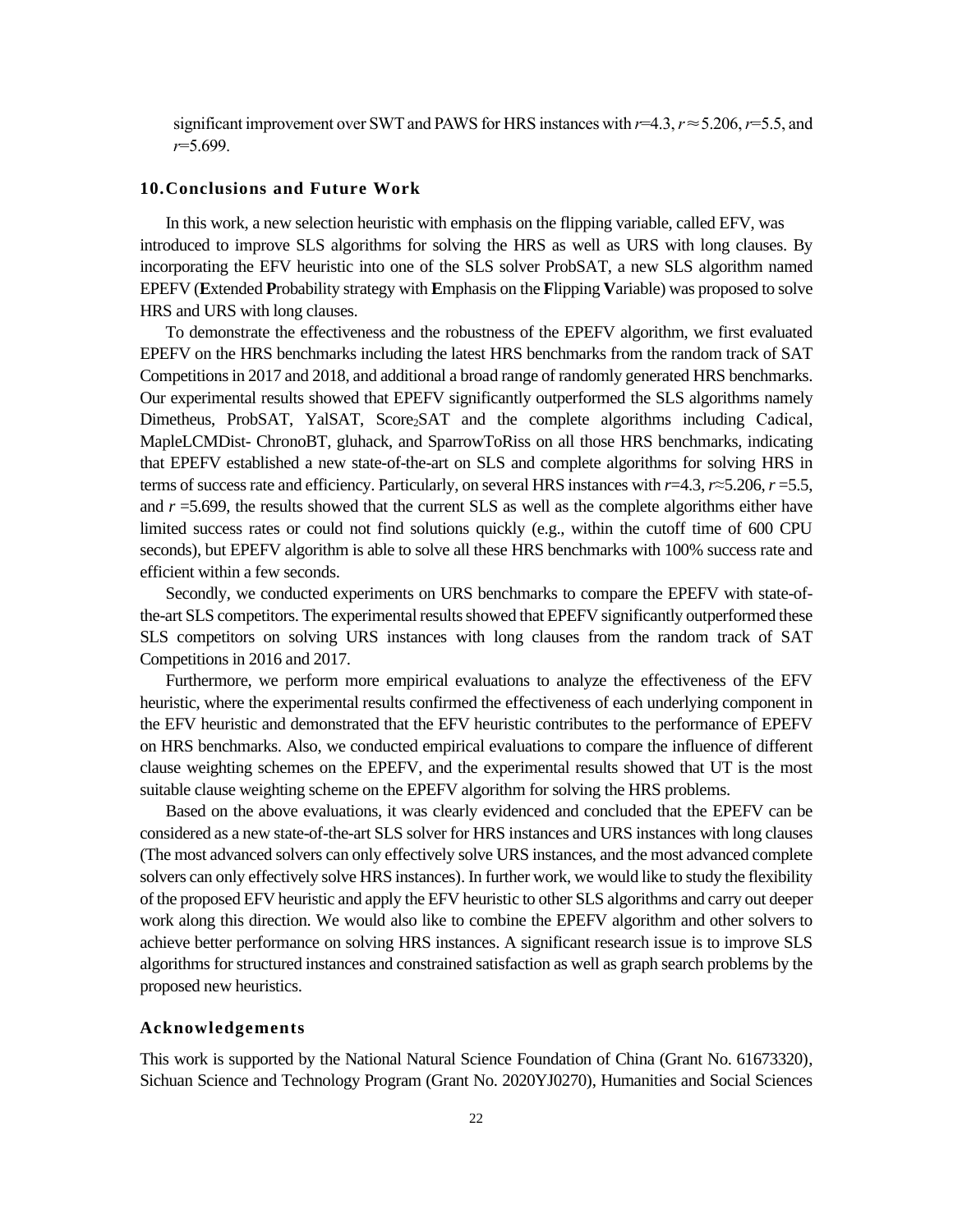significant improvement over SWT and PAWS for HRS instances with $r$=4.3, $r \approx 5.206$, $r$=5.5, and $r$=5.699.

## 10. Conclusions and Future Work

In this work, a new selection heuristic with emphasis on the flipping variable, called EFV, was introduced to improve SLS algorithms for solving the HRS as well as URS with long clauses. By incorporating the EFV heuristic into one of the SLS solver ProbSAT, a new SLS algorithm named EPEFV (**E**xtended **P**robability strategy with **E**mphasis on the **F**lipping **V**ariable) was proposed to solve HRS and URS with long clauses.

To demonstrate the effectiveness and the robustness of the EPEFV algorithm, we first evaluated EPEFV on the HRS benchmarks including the latest HRS benchmarks from the random track of SAT Competitions in 2017 and 2018, and additional a broad range of randomly generated HRS benchmarks. Our experimental results showed that EPEFV significantly outperformed the SLS algorithms namely Dimetheus, ProbSAT, YalSAT, Score$_2$SAT and the complete algorithms including Cadical, MapleLCMDist- ChronoBT, gluhack, and SparrowToRiss on all those HRS benchmarks, indicating that EPEFV established a new state-of-the-art on SLS and complete algorithms for solving HRS in terms of success rate and efficiency. Particularly, on several HRS instances with $r$=4.3, $r \approx 5.206$, $r$ =5.5, and $r$ =5.699, the results showed that the current SLS as well as the complete algorithms either have limited success rates or could not find solutions quickly (e.g., within the cutoff time of 600 CPU seconds), but EPEFV algorithm is able to solve all these HRS benchmarks with 100% success rate and efficient within a few seconds.

Secondly, we conducted experiments on URS benchmarks to compare the EPEFV with state-of-the-art SLS competitors. The experimental results showed that EPEFV significantly outperformed these SLS competitors on solving URS instances with long clauses from the random track of SAT Competitions in 2016 and 2017.

Furthermore, we perform more empirical evaluations to analyze the effectiveness of the EFV heuristic, where the experimental results confirmed the effectiveness of each underlying component in the EFV heuristic and demonstrated that the EFV heuristic contributes to the performance of EPEFV on HRS benchmarks. Also, we conducted empirical evaluations to compare the influence of different clause weighting schemes on the EPEFV, and the experimental results showed that UT is the most suitable clause weighting scheme on the EPEFV algorithm for solving the HRS problems.

Based on the above evaluations, it was clearly evidenced and concluded that the EPEFV can be considered as a new state-of-the-art SLS solver for HRS instances and URS instances with long clauses (The most advanced solvers can only effectively solve URS instances, and the most advanced complete solvers can only effectively solve HRS instances). In further work, we would like to study the flexibility of the proposed EFV heuristic and apply the EFV heuristic to other SLS algorithms and carry out deeper work along this direction. We would also like to combine the EPEFV algorithm and other solvers to achieve better performance on solving HRS instances. A significant research issue is to improve SLS algorithms for structured instances and constrained satisfaction as well as graph search problems by the proposed new heuristics.

## Acknowledgements

This work is supported by the National Natural Science Foundation of China (Grant No. 61673320), Sichuan Science and Technology Program (Grant No. 2020YJ0270), Humanities and Social Sciences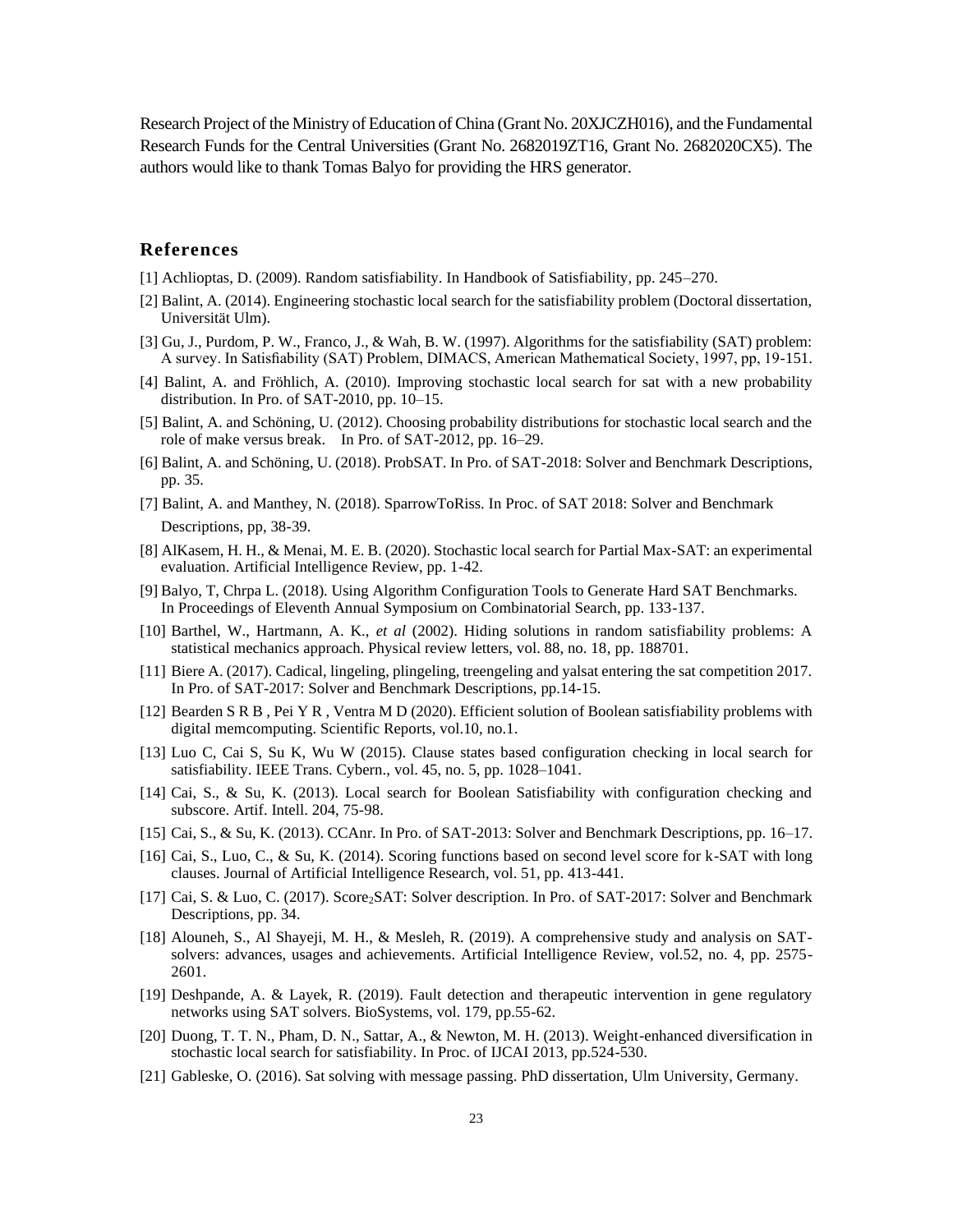Research Project of the Ministry of Education of China (Grant No. 20XJCZH016), and the Fundamental Research Funds for the Central Universities (Grant No. 2682019ZT16, Grant No. 2682020CX5). The authors would like to thank Tomas Balyo for providing the HRS generator.

## References

[1] Achlioptas, D. (2009). Random satisfiability. In Handbook of Satisfiability, pp. 245–270.

[2] Balint, A. (2014). Engineering stochastic local search for the satisfiability problem (Doctoral dissertation, Universität Ulm).

[3] Gu, J., Purdom, P. W., Franco, J., & Wah, B. W. (1997). Algorithms for the satisfiability (SAT) problem: A survey. In Satisfiability (SAT) Problem, DIMACS, American Mathematical Society, 1997, pp, 19-151.

[4] Balint, A. and Fröhlich, A. (2010). Improving stochastic local search for sat with a new probability distribution. In Pro. of SAT-2010, pp. 10–15.

[5] Balint, A. and Schöning, U. (2012). Choosing probability distributions for stochastic local search and the role of make versus break. In Pro. of SAT-2012, pp. 16–29.

[6] Balint, A. and Schöning, U. (2018). ProbSAT. In Pro. of SAT-2018: Solver and Benchmark Descriptions, pp. 35.

[7] Balint, A. and Manthey, N. (2018). SparrowToRiss. In Proc. of SAT 2018: Solver and Benchmark Descriptions, pp, 38-39.

[8] AlKasem, H. H., & Menai, M. E. B. (2020). Stochastic local search for Partial Max-SAT: an experimental evaluation. Artificial Intelligence Review, pp. 1-42.

[9] Balyo, T, Chrpa L. (2018). Using Algorithm Configuration Tools to Generate Hard SAT Benchmarks. In Proceedings of Eleventh Annual Symposium on Combinatorial Search, pp. 133-137.

[10] Barthel, W., Hartmann, A. K., *et al* (2002). Hiding solutions in random satisfiability problems: A statistical mechanics approach. Physical review letters, vol. 88, no. 18, pp. 188701.

[11] Biere A. (2017). Cadical, lingeling, plingeling, treengeling and yalsat entering the sat competition 2017. In Pro. of SAT-2017: Solver and Benchmark Descriptions, pp.14-15.

[12] Bearden S R B , Pei Y R , Ventra M D (2020). Efficient solution of Boolean satisfiability problems with digital memcomputing. Scientific Reports, vol.10, no.1.

[13] Luo C, Cai S, Su K, Wu W (2015). Clause states based configuration checking in local search for satisfiability. IEEE Trans. Cybern., vol. 45, no. 5, pp. 1028–1041.

[14] Cai, S., & Su, K. (2013). Local search for Boolean Satisfiability with configuration checking and subscore. Artif. Intell. 204, 75-98.

[15] Cai, S., & Su, K. (2013). CCAnr. In Pro. of SAT-2013: Solver and Benchmark Descriptions, pp. 16–17.

[16] Cai, S., Luo, C., & Su, K. (2014). Scoring functions based on second level score for k-SAT with long clauses. Journal of Artificial Intelligence Research, vol. 51, pp. 413-441.

[17] Cai, S. & Luo, C. (2017). $Score_2$SAT: Solver description. In Pro. of SAT-2017: Solver and Benchmark Descriptions, pp. 34.

[18] Alouneh, S., Al Shayeji, M. H., & Mesleh, R. (2019). A comprehensive study and analysis on SAT-solvers: advances, usages and achievements. Artificial Intelligence Review, vol.52, no. 4, pp. 2575-2601.

[19] Deshpande, A. & Layek, R. (2019). Fault detection and therapeutic intervention in gene regulatory networks using SAT solvers. BioSystems, vol. 179, pp.55-62.

[20] Duong, T. T. N., Pham, D. N., Sattar, A., & Newton, M. H. (2013). Weight-enhanced diversification in stochastic local search for satisfiability. In Proc. of IJCAI 2013, pp.524-530.

[21] Gableske, O. (2016). Sat solving with message passing. PhD dissertation, Ulm University, Germany.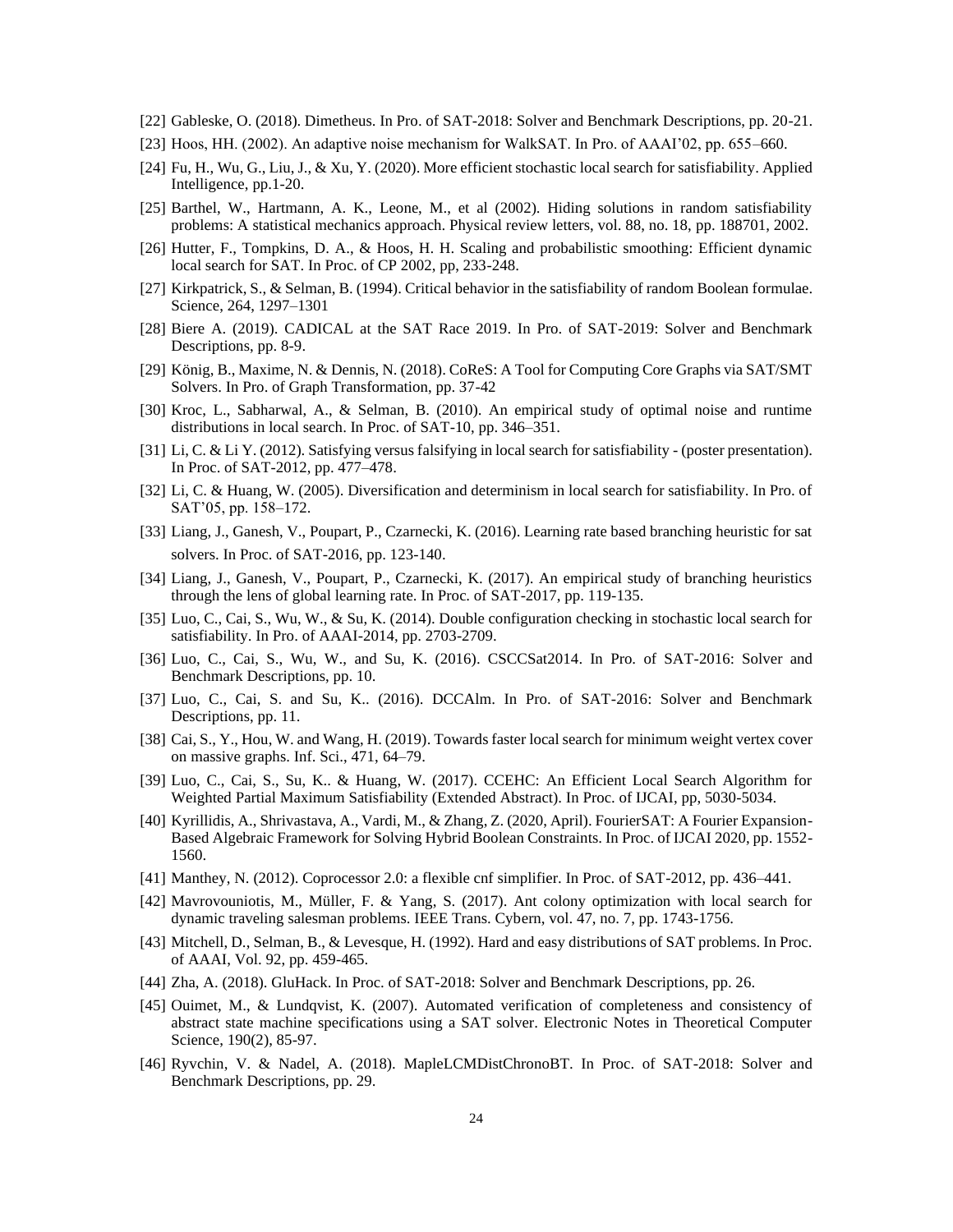[22] Gableske, O. (2018). Dimetheus. In Pro. of SAT-2018: Solver and Benchmark Descriptions, pp. 20-21.

[23] Hoos, HH. (2002). An adaptive noise mechanism for WalkSAT. In Pro. of AAAI'02, pp. 655–660.

[24] Fu, H., Wu, G., Liu, J., & Xu, Y. (2020). More efficient stochastic local search for satisfiability. Applied Intelligence, pp.1-20.

[25] Barthel, W., Hartmann, A. K., Leone, M., et al (2002). Hiding solutions in random satisfiability problems: A statistical mechanics approach. Physical review letters, vol. 88, no. 18, pp. 188701, 2002.

[26] Hutter, F., Tompkins, D. A., & Hoos, H. H. Scaling and probabilistic smoothing: Efficient dynamic local search for SAT. In Proc. of CP 2002, pp, 233-248.

[27] Kirkpatrick, S., & Selman, B. (1994). Critical behavior in the satisfiability of random Boolean formulae. Science, 264, 1297–1301

[28] Biere A. (2019). CADICAL at the SAT Race 2019. In Pro. of SAT-2019: Solver and Benchmark Descriptions, pp. 8-9.

[29] König, B., Maxime, N. & Dennis, N. (2018). CoReS: A Tool for Computing Core Graphs via SAT/SMT Solvers. In Pro. of Graph Transformation, pp. 37-42

[30] Kroc, L., Sabharwal, A., & Selman, B. (2010). An empirical study of optimal noise and runtime distributions in local search. In Proc. of SAT-10, pp. 346–351.

[31] Li, C. & Li Y. (2012). Satisfying versus falsifying in local search for satisfiability - (poster presentation). In Proc. of SAT-2012, pp. 477–478.

[32] Li, C. & Huang, W. (2005). Diversification and determinism in local search for satisfiability. In Pro. of SAT'05, pp. 158–172.

[33] Liang, J., Ganesh, V., Poupart, P., Czarnecki, K. (2016). Learning rate based branching heuristic for sat solvers. In Proc. of SAT-2016, pp. 123-140.

[34] Liang, J., Ganesh, V., Poupart, P., Czarnecki, K. (2017). An empirical study of branching heuristics through the lens of global learning rate. In Proc. of SAT-2017, pp. 119-135.

[35] Luo, C., Cai, S., Wu, W., & Su, K. (2014). Double configuration checking in stochastic local search for satisfiability. In Pro. of AAAI-2014, pp. 2703-2709.

[36] Luo, C., Cai, S., Wu, W., and Su, K. (2016). CSCCSat2014. In Pro. of SAT-2016: Solver and Benchmark Descriptions, pp. 10.

[37] Luo, C., Cai, S. and Su, K.. (2016). DCCAlm. In Pro. of SAT-2016: Solver and Benchmark Descriptions, pp. 11.

[38] Cai, S., Y., Hou, W. and Wang, H. (2019). Towards faster local search for minimum weight vertex cover on massive graphs. Inf. Sci., 471, 64–79.

[39] Luo, C., Cai, S., Su, K.. & Huang, W. (2017). CCEHC: An Efficient Local Search Algorithm for Weighted Partial Maximum Satisfiability (Extended Abstract). In Proc. of IJCAI, pp, 5030-5034.

[40] Kyrillidis, A., Shrivastava, A., Vardi, M., & Zhang, Z. (2020, April). FourierSAT: A Fourier Expansion-Based Algebraic Framework for Solving Hybrid Boolean Constraints. In Proc. of IJCAI 2020, pp. 1552-1560.

[41] Manthey, N. (2012). Coprocessor 2.0: a flexible cnf simplifier. In Proc. of SAT-2012, pp. 436–441.

[42] Mavrovouniotis, M., Müller, F. & Yang, S. (2017). Ant colony optimization with local search for dynamic traveling salesman problems. IEEE Trans. Cybern, vol. 47, no. 7, pp. 1743-1756.

[43] Mitchell, D., Selman, B., & Levesque, H. (1992). Hard and easy distributions of SAT problems. In Proc. of AAAI, Vol. 92, pp. 459-465.

[44] Zha, A. (2018). GluHack. In Proc. of SAT-2018: Solver and Benchmark Descriptions, pp. 26.

[45] Ouimet, M., & Lundqvist, K. (2007). Automated verification of completeness and consistency of abstract state machine specifications using a SAT solver. Electronic Notes in Theoretical Computer Science, 190(2), 85-97.

[46] Ryvchin, V. & Nadel, A. (2018). MapleLCMDistChronoBT. In Proc. of SAT-2018: Solver and Benchmark Descriptions, pp. 29.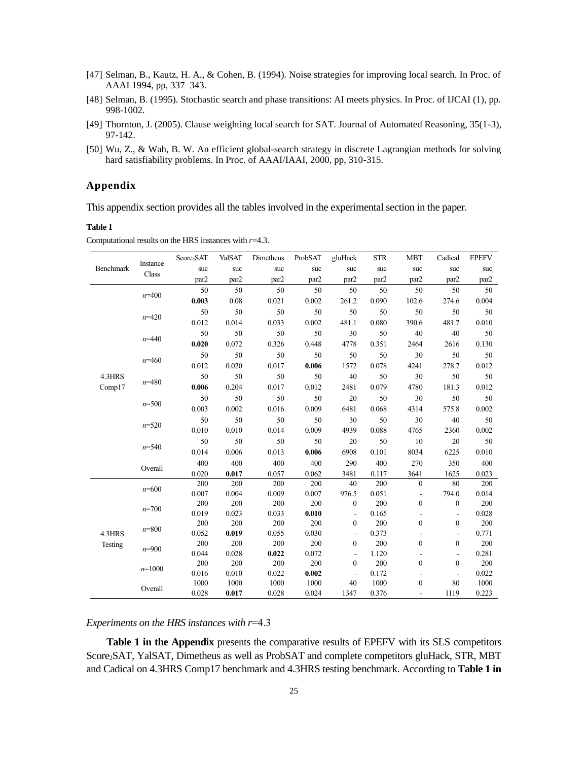[47] Selman, B., Kautz, H. A., & Cohen, B. (1994). Noise strategies for improving local search. In Proc. of AAAI 1994, pp, 337–343.

[48] Selman, B. (1995). Stochastic search and phase transitions: AI meets physics. In Proc. of IJCAI (1), pp. 998-1002.

[49] Thornton, J. (2005). Clause weighting local search for SAT. Journal of Automated Reasoning, 35(1-3), 97-142.

[50] Wu, Z., & Wah, B. W. An efficient global-search strategy in discrete Lagrangian methods for solving hard satisfiability problems. In Proc. of AAAI/IAAI, 2000, pp, 310-315.

## Appendix

This appendix section provides all the tables involved in the experimental section in the paper.

**Table 1**

Computational results on the HRS instances with $r$=4.3.

| Benchmark | Instance Class | Score$_2$SAT suc par2 | YalSAT suc par2 | Dimetheus suc par2 | ProbSAT suc par2 | gluHack suc par2 | STR suc par2 | MBT suc par2 | Cadical suc par2 | EPEFV suc par2 |
|---|---|---|---|---|---|---|---|---|---|---|
| 4.3HRS Comp17 | $n$=400 | 50 | 50 | 50 | 50 | 50 | 50 | 50 | 50 | 50 |
| | | **0.003** | 0.08 | 0.021 | 0.002 | 261.2 | 0.090 | 102.6 | 274.6 | 0.004 |
| | $n$=420 | 50 | 50 | 50 | 50 | 50 | 50 | 50 | 50 | 50 |
| | | 0.012 | 0.014 | 0.033 | 0.002 | 481.1 | 0.080 | 390.6 | 481.7 | 0.010 |
| | $n$=440 | 50 | 50 | 50 | 50 | 30 | 50 | 40 | 40 | 50 |
| | | **0.020** | 0.072 | 0.326 | 0.448 | 4778 | 0.351 | 2464 | 2616 | 0.130 |
| | $n$=460 | 50 | 50 | 50 | 50 | 50 | 50 | 30 | 50 | 50 |
| | | 0.012 | 0.020 | 0.017 | **0.006** | 1572 | 0.078 | 4241 | 278.7 | 0.012 |
| | $n$=480 | 50 | 50 | 50 | 50 | 40 | 50 | 30 | 50 | 50 |
| | | **0.006** | 0.204 | 0.017 | 0.012 | 2481 | 0.079 | 4780 | 181.3 | 0.012 |
| | $n$=500 | 50 | 50 | 50 | 50 | 20 | 50 | 30 | 50 | 50 |
| | | 0.003 | 0.002 | 0.016 | 0.009 | 6481 | 0.068 | 4314 | 575.8 | 0.002 |
| | $n$=520 | 50 | 50 | 50 | 50 | 30 | 50 | 30 | 40 | 50 |
| | | 0.010 | 0.010 | 0.014 | 0.009 | 4939 | 0.088 | 4765 | 2360 | 0.002 |
| | $n$=540 | 50 | 50 | 50 | 50 | 20 | 50 | 10 | 20 | 50 |
| | | 0.014 | 0.006 | 0.013 | **0.006** | 6908 | 0.101 | 8034 | 6225 | 0.010 |
| | Overall | 400 | 400 | 400 | 400 | 290 | 400 | 270 | 350 | 400 |
| | | 0.020 | **0.017** | 0.057 | 0.062 | 3481 | 0.117 | 3641 | 1625 | 0.023 |
| 4.3HRS Testing | $n$=600 | 200 | 200 | 200 | 200 | 40 | 200 | 0 | 80 | 200 |
| | | 0.007 | 0.004 | 0.009 | 0.007 | 976.5 | 0.051 | - | 794.0 | 0.014 |
| | $n$=700 | 200 | 200 | 200 | 200 | 0 | 200 | 0 | 0 | 200 |
| | | 0.019 | 0.023 | 0.033 | **0.010** | - | 0.165 | - | - | 0.028 |
| | $n$=800 | 200 | 200 | 200 | 200 | 0 | 200 | 0 | 0 | 200 |
| | | 0.052 | **0.019** | 0.055 | 0.030 | - | 0.373 | - | - | 0.771 |
| | $n$=900 | 200 | 200 | 200 | 200 | 0 | 200 | 0 | 0 | 200 |
| | | 0.044 | 0.028 | **0.022** | 0.072 | - | 1.120 | - | - | 0.281 |
| | $n$=1000 | 200 | 200 | 200 | 200 | 0 | 200 | 0 | 0 | 200 |
| | | 0.016 | 0.010 | 0.022 | **0.002** | - | 0.172 | - | - | 0.022 |
| | Overall | 1000 | 1000 | 1000 | 1000 | 40 | 1000 | 0 | 80 | 1000 |
| | | 0.028 | **0.017** | 0.028 | 0.024 | 1347 | 0.376 | - | 1119 | 0.223 |

*Experiments on the HRS instances with r=4.3*

**Table 1 in the Appendix** presents the comparative results of EPEFV with its SLS competitors Score$_2$SAT, YalSAT, Dimetheus as well as ProbSAT and complete competitors gluHack, STR, MBT and Cadical on 4.3HRS Comp17 benchmark and 4.3HRS testing benchmark. According to **Table 1 in**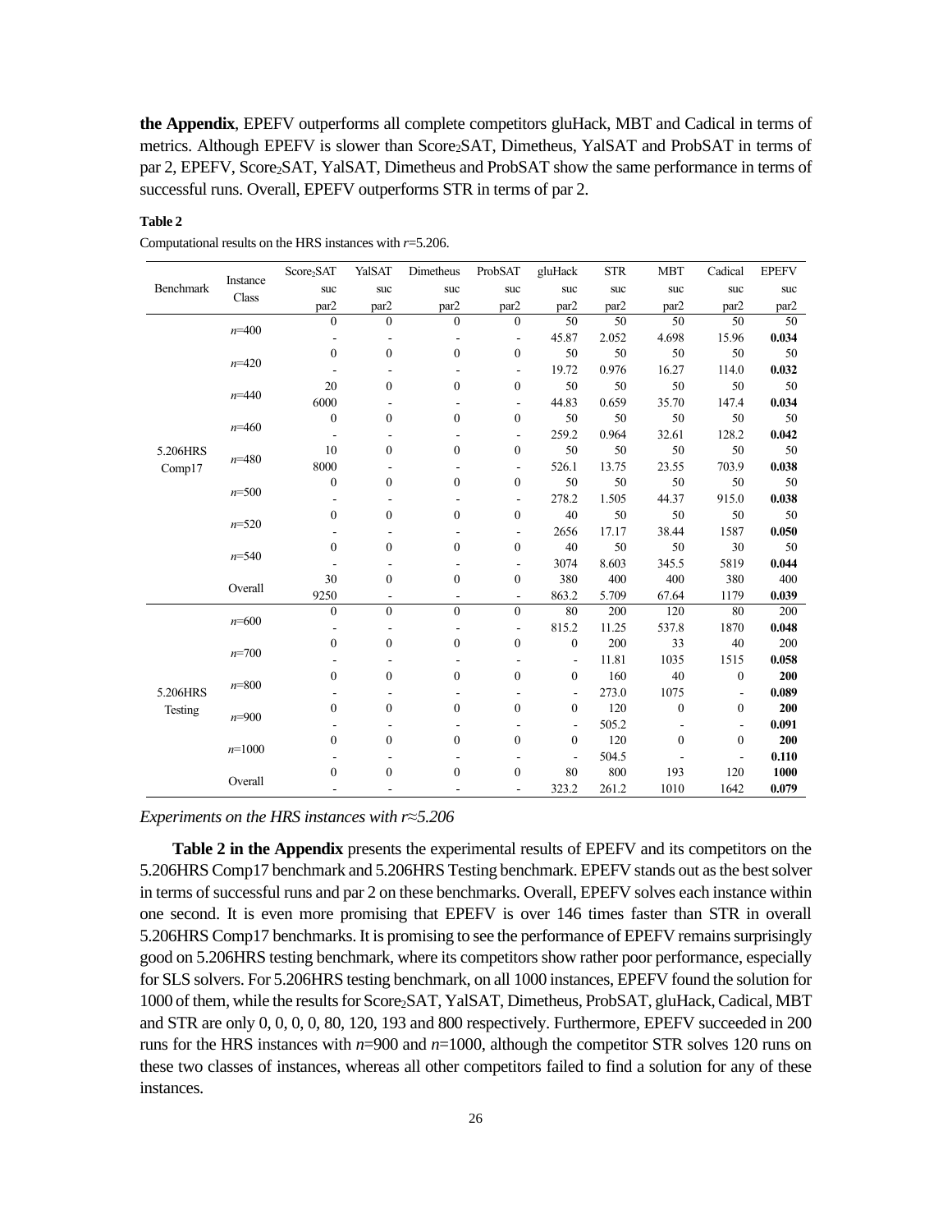**the Appendix**, EPEFV outperforms all complete competitors gluHack, MBT and Cadical in terms of metrics. Although EPEFV is slower than $Score_2SAT$, Dimetheus, YalSAT and ProbSAT in terms of par 2, EPEFV, $Score_2SAT$, YalSAT, Dimetheus and ProbSAT show the same performance in terms of successful runs. Overall, EPEFV outperforms STR in terms of par 2.

**Table 2**

Computational results on the HRS instances with *r*=5.206.

| Benchmark | Instance Class | $Score_2SAT$ suc par2 | YalSAT suc par2 | Dimetheus suc par2 | ProbSAT suc par2 | gluHack suc par2 | STR suc par2 | MBT suc par2 | Cadical suc par2 | EPEFV suc par2 |
|---|---|---|---|---|---|---|---|---|---|---|
| 5.206HRS Comp17 | *n*=400 | 0 | 0 | 0 | 0 | 50 | 50 | 50 | 50 | 50 |
| | | - | - | - | - | 45.87 | 2.052 | 4.698 | 15.96 | **0.034** |
| | *n*=420 | 0 | 0 | 0 | 0 | 50 | 50 | 50 | 50 | 50 |
| | | - | - | - | - | 19.72 | 0.976 | 16.27 | 114.0 | **0.032** |
| | *n*=440 | 20 | 0 | 0 | 0 | 50 | 50 | 50 | 50 | 50 |
| | | 6000 | - | - | - | 44.83 | 0.659 | 35.70 | 147.4 | **0.034** |
| | *n*=460 | 0 | 0 | 0 | 0 | 50 | 50 | 50 | 50 | 50 |
| | | - | - | - | - | 259.2 | 0.964 | 32.61 | 128.2 | **0.042** |
| | *n*=480 | 10 | 0 | 0 | 0 | 50 | 50 | 50 | 50 | 50 |
| | | 8000 | - | - | - | 526.1 | 13.75 | 23.55 | 703.9 | **0.038** |
| | *n*=500 | 0 | 0 | 0 | 0 | 50 | 50 | 50 | 50 | 50 |
| | | - | - | - | - | 278.2 | 1.505 | 44.37 | 915.0 | **0.038** |
| | *n*=520 | 0 | 0 | 0 | 0 | 40 | 50 | 50 | 50 | 50 |
| | | - | - | - | - | 2656 | 17.17 | 38.44 | 1587 | **0.050** |
| | *n*=540 | 0 | 0 | 0 | 0 | 40 | 50 | 50 | 30 | 50 |
| | | - | - | - | - | 3074 | 8.603 | 345.5 | 5819 | **0.044** |
| | Overall | 30 | 0 | 0 | 0 | 380 | 400 | 400 | 380 | 400 |
| | | 9250 | - | - | - | 863.2 | 5.709 | 67.64 | 1179 | **0.039** |
| 5.206HRS Testing | *n*=600 | 0 | 0 | 0 | 0 | 80 | 200 | 120 | 80 | 200 |
| | | - | - | - | - | 815.2 | 11.25 | 537.8 | 1870 | **0.048** |
| | *n*=700 | 0 | 0 | 0 | 0 | 0 | 200 | 33 | 40 | 200 |
| | | - | - | - | - | - | 11.81 | 1035 | 1515 | **0.058** |
| | *n*=800 | 0 | 0 | 0 | 0 | 0 | 160 | 40 | 0 | **200** |
| | | - | - | - | - | - | 273.0 | 1075 | - | **0.089** |
| | *n*=900 | 0 | 0 | 0 | 0 | 0 | 120 | 0 | 0 | **200** |
| | | - | - | - | - | - | 505.2 | - | - | **0.091** |
| | *n*=1000 | 0 | 0 | 0 | 0 | 0 | 120 | 0 | 0 | **200** |
| | | - | - | - | - | - | 504.5 | - | - | **0.110** |
| | Overall | 0 | 0 | 0 | 0 | 80 | 800 | 193 | 120 | **1000** |
| | | - | - | - | - | 323.2 | 261.2 | 1010 | 1642 | **0.079** |

*Experiments on the HRS instances with r≈5.206*

**Table 2 in the Appendix** presents the experimental results of EPEFV and its competitors on the 5.206HRS Comp17 benchmark and 5.206HRS Testing benchmark. EPEFV stands out as the best solver in terms of successful runs and par 2 on these benchmarks. Overall, EPEFV solves each instance within one second. It is even more promising that EPEFV is over 146 times faster than STR in overall 5.206HRS Comp17 benchmarks. It is promising to see the performance of EPEFV remains surprisingly good on 5.206HRS testing benchmark, where its competitors show rather poor performance, especially for SLS solvers. For 5.206HRS testing benchmark, on all 1000 instances, EPEFV found the solution for 1000 of them, while the results for $Score_2SAT$, YalSAT, Dimetheus, ProbSAT, gluHack, Cadical, MBT and STR are only 0, 0, 0, 0, 80, 120, 193 and 800 respectively. Furthermore, EPEFV succeeded in 200 runs for the HRS instances with *n*=900 and *n*=1000, although the competitor STR solves 120 runs on these two classes of instances, whereas all other competitors failed to find a solution for any of these instances.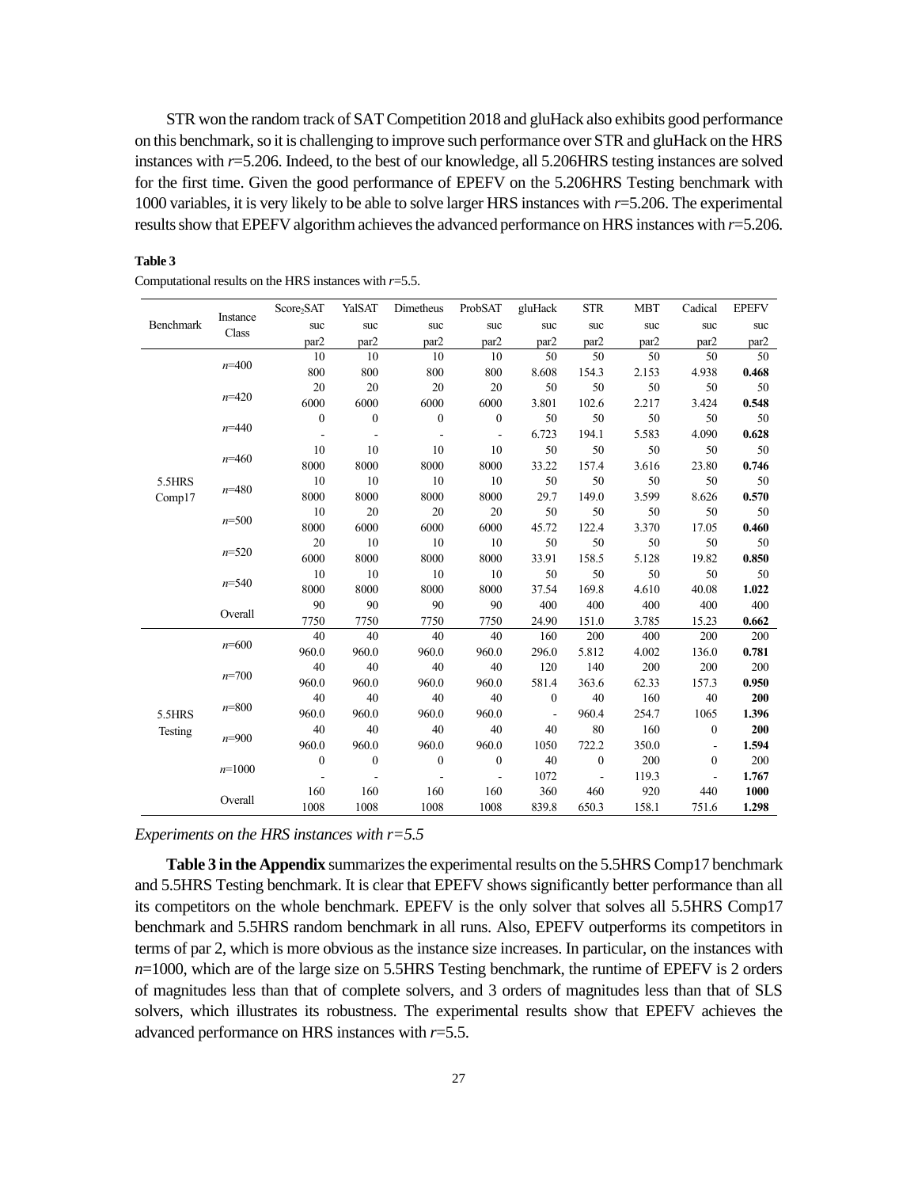STR won the random track of SAT Competition 2018 and gluHack also exhibits good performance on this benchmark, so it is challenging to improve such performance over STR and gluHack on the HRS instances with $r$=5.206. Indeed, to the best of our knowledge, all 5.206HRS testing instances are solved for the first time. Given the good performance of EPEFV on the 5.206HRS Testing benchmark with 1000 variables, it is very likely to be able to solve larger HRS instances with $r$=5.206. The experimental results show that EPEFV algorithm achieves the advanced performance on HRS instances with $r$=5.206.

**Table 3**

Computational results on the HRS instances with $r$=5.5.

| Benchmark | Instance Class | | Score$_2$SAT | YalSAT | Dimetheus | ProbSAT | gluHack | STR | MBT | Cadical | EPEFV |
|---|---|---|---|---|---|---|---|---|---|---|---|
| | | | suc | suc | suc | suc | suc | suc | suc | suc | suc |
| | | | par2 | par2 | par2 | par2 | par2 | par2 | par2 | par2 | par2 |
| 5.5HRS Comp17 | $n$=400 | suc | 10 | 10 | 10 | 10 | 50 | 50 | 50 | 50 | 50 |
| | | par2 | 800 | 800 | 800 | 800 | 8.608 | 154.3 | 2.153 | 4.938 | **0.468** |
| | $n$=420 | suc | 20 | 20 | 20 | 20 | 50 | 50 | 50 | 50 | 50 |
| | | par2 | 6000 | 6000 | 6000 | 6000 | 3.801 | 102.6 | 2.217 | 3.424 | **0.548** |
| | $n$=440 | suc | 0 | 0 | 0 | 0 | 50 | 50 | 50 | 50 | 50 |
| | | par2 | - | - | - | - | 6.723 | 194.1 | 5.583 | 4.090 | **0.628** |
| | $n$=460 | suc | 10 | 10 | 10 | 10 | 50 | 50 | 50 | 50 | 50 |
| | | par2 | 8000 | 8000 | 8000 | 8000 | 33.22 | 157.4 | 3.616 | 23.80 | **0.746** |
| | $n$=480 | suc | 10 | 10 | 10 | 10 | 50 | 50 | 50 | 50 | 50 |
| | | par2 | 8000 | 8000 | 8000 | 8000 | 29.7 | 149.0 | 3.599 | 8.626 | **0.570** |
| | $n$=500 | suc | 10 | 20 | 20 | 20 | 50 | 50 | 50 | 50 | 50 |
| | | par2 | 8000 | 6000 | 6000 | 6000 | 45.72 | 122.4 | 3.370 | 17.05 | **0.460** |
| | $n$=520 | suc | 20 | 10 | 10 | 10 | 50 | 50 | 50 | 50 | 50 |
| | | par2 | 6000 | 8000 | 8000 | 8000 | 33.91 | 158.5 | 5.128 | 19.82 | **0.850** |
| | $n$=540 | suc | 10 | 10 | 10 | 10 | 50 | 50 | 50 | 50 | 50 |
| | | par2 | 8000 | 8000 | 8000 | 8000 | 37.54 | 169.8 | 4.610 | 40.08 | **1.022** |
| | Overall | suc | 90 | 90 | 90 | 90 | 400 | 400 | 400 | 400 | 400 |
| | | par2 | 7750 | 7750 | 7750 | 7750 | 24.90 | 151.0 | 3.785 | 15.23 | **0.662** |
| 5.5HRS Testing | $n$=600 | suc | 40 | 40 | 40 | 40 | 160 | 200 | 400 | 200 | 200 |
| | | par2 | 960.0 | 960.0 | 960.0 | 960.0 | 296.0 | 5.812 | 4.002 | 136.0 | **0.781** |
| | $n$=700 | suc | 40 | 40 | 40 | 40 | 120 | 140 | 200 | 200 | 200 |
| | | par2 | 960.0 | 960.0 | 960.0 | 960.0 | 581.4 | 363.6 | 62.33 | 157.3 | **0.950** |
| | $n$=800 | suc | 40 | 40 | 40 | 40 | 0 | 40 | 160 | 40 | **200** |
| | | par2 | 960.0 | 960.0 | 960.0 | 960.0 | - | 960.4 | 254.7 | 1065 | **1.396** |
| | $n$=900 | suc | 40 | 40 | 40 | 40 | 40 | 80 | 160 | 0 | **200** |
| | | par2 | 960.0 | 960.0 | 960.0 | 960.0 | 1050 | 722.2 | 350.0 | - | **1.594** |
| | $n$=1000 | suc | 0 | 0 | 0 | 0 | 40 | 0 | 200 | 0 | 200 |
| | | par2 | - | - | - | - | 1072 | - | 119.3 | - | **1.767** |
| | Overall | suc | 160 | 160 | 160 | 160 | 360 | 460 | 920 | 440 | **1000** |
| | | par2 | 1008 | 1008 | 1008 | 1008 | 839.8 | 650.3 | 158.1 | 751.6 | **1.298** |

*Experiments on the HRS instances with r=5.5*

**Table 3 in the Appendix** summarizes the experimental results on the 5.5HRS Comp17 benchmark and 5.5HRS Testing benchmark. It is clear that EPEFV shows significantly better performance than all its competitors on the whole benchmark. EPEFV is the only solver that solves all 5.5HRS Comp17 benchmark and 5.5HRS random benchmark in all runs. Also, EPEFV outperforms its competitors in terms of par 2, which is more obvious as the instance size increases. In particular, on the instances with $n$=1000, which are of the large size on 5.5HRS Testing benchmark, the runtime of EPEFV is 2 orders of magnitudes less than that of complete solvers, and 3 orders of magnitudes less than that of SLS solvers, which illustrates its robustness. The experimental results show that EPEFV achieves the advanced performance on HRS instances with $r$=5.5.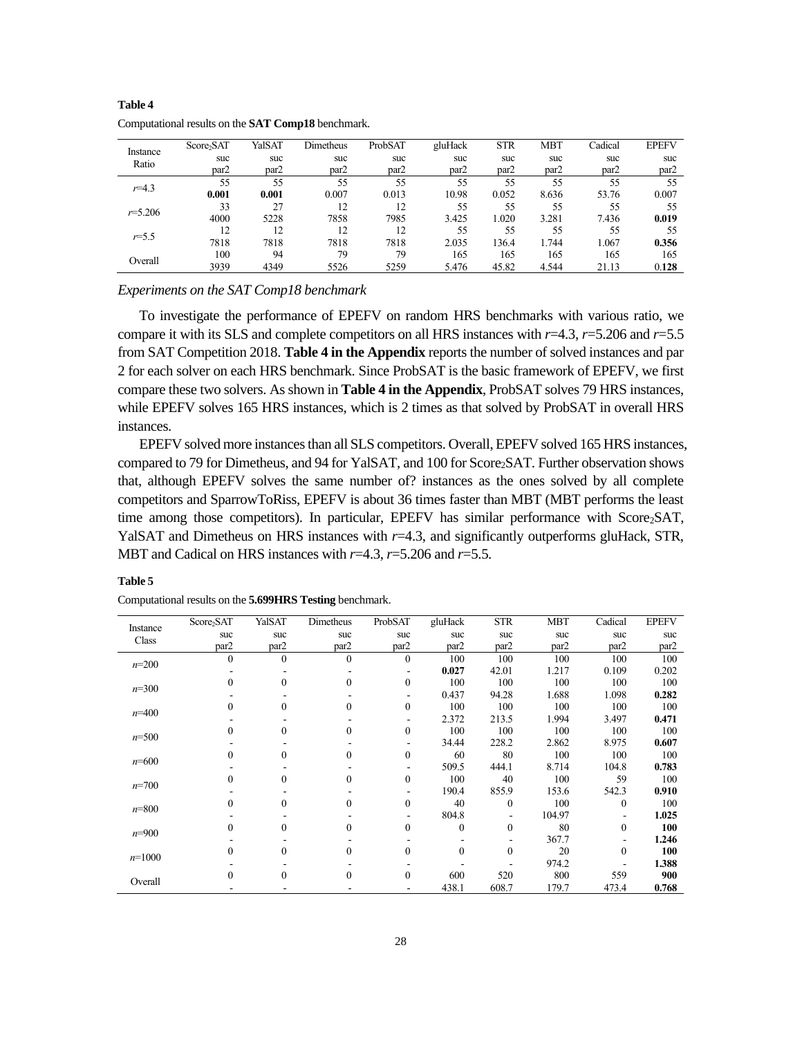**Table 4**

Computational results on the **SAT Comp18** benchmark.

| Instance Ratio | | $Score_2SAT$ | YalSAT | Dimetheus | ProbSAT | gluHack | STR | MBT | Cadical | EPEFV |
|---|---|---|---|---|---|---|---|---|---|---|
| | | suc | suc | suc | suc | suc | suc | suc | suc | suc |
| | | par2 | par2 | par2 | par2 | par2 | par2 | par2 | par2 | par2 |
| $r$=4.3 | suc | 55 | 55 | 55 | 55 | 55 | 55 | 55 | 55 | 55 |
| | par2 | **0.001** | **0.001** | 0.007 | 0.013 | 10.98 | 0.052 | 8.636 | 53.76 | 0.007 |
| $r$=5.206 | suc | 33 | 27 | 12 | 12 | 55 | 55 | 55 | 55 | 55 |
| | par2 | 4000 | 5228 | 7858 | 7985 | 3.425 | 1.020 | 3.281 | 7.436 | **0.019** |
| $r$=5.5 | suc | 12 | 12 | 12 | 12 | 55 | 55 | 55 | 55 | 55 |
| | par2 | 7818 | 7818 | 7818 | 7818 | 2.035 | 136.4 | 1.744 | 1.067 | **0.356** |
| Overall | suc | 100 | 94 | 79 | 79 | 165 | 165 | 165 | 165 | 165 |
| | par2 | 3939 | 4349 | 5526 | 5259 | 5.476 | 45.82 | 4.544 | 21.13 | 0.**128** |

*Experiments on the SAT Comp18 benchmark*

To investigate the performance of EPEFV on random HRS benchmarks with various ratio, we compare it with its SLS and complete competitors on all HRS instances with $r$=4.3, $r$=5.206 and $r$=5.5 from SAT Competition 2018. **Table 4 in the Appendix** reports the number of solved instances and par 2 for each solver on each HRS benchmark. Since ProbSAT is the basic framework of EPEFV, we first compare these two solvers. As shown in **Table 4 in the Appendix**, ProbSAT solves 79 HRS instances, while EPEFV solves 165 HRS instances, which is 2 times as that solved by ProbSAT in overall HRS instances.

EPEFV solved more instances than all SLS competitors. Overall, EPEFV solved 165 HRS instances, compared to 79 for Dimetheus, and 94 for YalSAT, and 100 for $Score_2SAT$. Further observation shows that, although EPEFV solves the same number of? instances as the ones solved by all complete competitors and SparrowToRiss, EPEFV is about 36 times faster than MBT (MBT performs the least time among those competitors). In particular, EPEFV has similar performance with $Score_2SAT$, YalSAT and Dimetheus on HRS instances with $r$=4.3, and significantly outperforms gluHack, STR, MBT and Cadical on HRS instances with $r$=4.3, $r$=5.206 and $r$=5.5.

**Table 5**

Computational results on the **5.699HRS Testing** benchmark.

| Instance Class | | $Score_2SAT$ | YalSAT | Dimetheus | ProbSAT | gluHack | STR | MBT | Cadical | EPEFV |
|---|---|---|---|---|---|---|---|---|---|---|
| | | suc | suc | suc | suc | suc | suc | suc | suc | suc |
| | | par2 | par2 | par2 | par2 | par2 | par2 | par2 | par2 | par2 |
| $n$=200 | suc | 0 | 0 | 0 | 0 | 100 | 100 | 100 | 100 | 100 |
| | par2 | - | - | - | - | **0.027** | 42.01 | 1.217 | 0.109 | 0.202 |
| $n$=300 | suc | 0 | 0 | 0 | 0 | 100 | 100 | 100 | 100 | 100 |
| | par2 | - | - | - | - | 0.437 | 94.28 | 1.688 | 1.098 | **0.282** |
| $n$=400 | suc | 0 | 0 | 0 | 0 | 100 | 100 | 100 | 100 | 100 |
| | par2 | - | - | - | - | 2.372 | 213.5 | 1.994 | 3.497 | **0.471** |
| $n$=500 | suc | 0 | 0 | 0 | 0 | 100 | 100 | 100 | 100 | 100 |
| | par2 | - | - | - | - | 34.44 | 228.2 | 2.862 | 8.975 | **0.607** |
| $n$=600 | suc | 0 | 0 | 0 | 0 | 60 | 80 | 100 | 100 | 100 |
| | par2 | - | - | - | - | 509.5 | 444.1 | 8.714 | 104.8 | **0.783** |
| $n$=700 | suc | 0 | 0 | 0 | 0 | 100 | 40 | 100 | 59 | 100 |
| | par2 | - | - | - | - | 190.4 | 855.9 | 153.6 | 542.3 | **0.910** |
| $n$=800 | suc | 0 | 0 | 0 | 0 | 40 | 0 | 100 | 0 | 100 |
| | par2 | - | - | - | - | 804.8 | - | 104.97 | - | **1.025** |
| $n$=900 | suc | 0 | 0 | 0 | 0 | 0 | 0 | 80 | 0 | **100** |
| | par2 | - | - | - | - | - | - | 367.7 | - | **1.246** |
| $n$=1000 | suc | 0 | 0 | 0 | 0 | 0 | 0 | 20 | 0 | **100** |
| | par2 | - | - | - | - | - | - | 974.2 | - | **1.388** |
| Overall | suc | 0 | 0 | 0 | 0 | 600 | 520 | 800 | 559 | **900** |
| | par2 | - | - | - | - | 438.1 | 608.7 | 179.7 | 473.4 | **0.768** |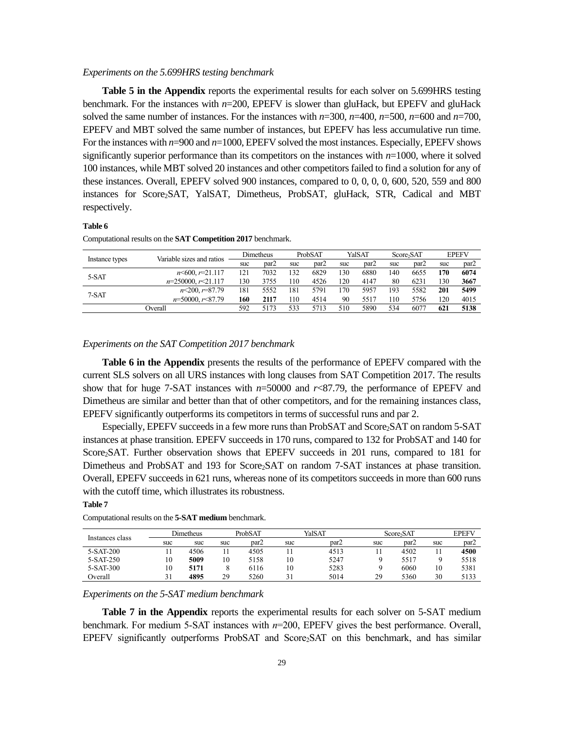*Experiments on the 5.699HRS testing benchmark*

**Table 5 in the Appendix** reports the experimental results for each solver on 5.699HRS testing benchmark. For the instances with $n$=200, EPEFV is slower than gluHack, but EPEFV and gluHack solved the same number of instances. For the instances with $n$=300, $n$=400, $n$=500, $n$=600 and $n$=700, EPEFV and MBT solved the same number of instances, but EPEFV has less accumulative run time. For the instances with $n$=900 and $n$=1000, EPEFV solved the most instances. Especially, EPEFV shows significantly superior performance than its competitors on the instances with $n$=1000, where it solved 100 instances, while MBT solved 20 instances and other competitors failed to find a solution for any of these instances. Overall, EPEFV solved 900 instances, compared to 0, 0, 0, 0, 600, 520, 559 and 800 instances for Score$_2$SAT, YalSAT, Dimetheus, ProbSAT, gluHack, STR, Cadical and MBT respectively.

**Table 6**

Computational results on the **SAT Competition 2017** benchmark.

| Instance types | Variable sizes and ratios | Dimetheus | | ProbSAT | | YalSAT | | Score$_2$SAT | | EPEFV | |
|---|---|---|---|---|---|---|---|---|---|---|---|
| | | suc | par2 | suc | par2 | suc | par2 | suc | par2 | suc | par2 |
| 5-SAT | $n$<600, $r$=21.117 | 121 | 7032 | 132 | 6829 | 130 | 6880 | 140 | 6655 | **170** | **6074** |
| | $n$=250000, $r$<21.117 | 130 | 3755 | 110 | 4526 | 120 | 4147 | 80 | 6231 | 130 | **3667** |
| 7-SAT | $n$<200, $r$=87.79 | 181 | 5552 | 181 | 5791 | 170 | 5957 | 193 | 5582 | **201** | **5499** |
| | $n$=50000, $r$<87.79 | **160** | **2117** | 110 | 4514 | 90 | 5517 | 110 | 5756 | 120 | 4015 |
| Overall | | 592 | 5173 | 533 | 5713 | 510 | 5890 | 534 | 6077 | **621** | **5138** |

*Experiments on the SAT Competition 2017 benchmark*

**Table 6 in the Appendix** presents the results of the performance of EPEFV compared with the current SLS solvers on all URS instances with long clauses from SAT Competition 2017. The results show that for huge 7-SAT instances with $n$=50000 and $r$<87.79, the performance of EPEFV and Dimetheus are similar and better than that of other competitors, and for the remaining instances class, EPEFV significantly outperforms its competitors in terms of successful runs and par 2.

Especially, EPEFV succeeds in a few more runs than ProbSAT and Score$_2$SAT on random 5-SAT instances at phase transition. EPEFV succeeds in 170 runs, compared to 132 for ProbSAT and 140 for Score$_2$SAT. Further observation shows that EPEFV succeeds in 201 runs, compared to 181 for Dimetheus and ProbSAT and 193 for Score$_2$SAT on random 7-SAT instances at phase transition. Overall, EPEFV succeeds in 621 runs, whereas none of its competitors succeeds in more than 600 runs with the cutoff time, which illustrates its robustness.

**Table 7**

Computational results on the **5-SAT medium** benchmark.

| Instances class | Dimetheus | | ProbSAT | | YalSAT | | Score$_2$SAT | | EPEFV | |
|---|---|---|---|---|---|---|---|---|---|---|
| | suc | suc | suc | par2 | suc | par2 | suc | par2 | suc | par2 |
| 5-SAT-200 | 11 | 4506 | 11 | 4505 | 11 | 4513 | 11 | 4502 | 11 | **4500** |
| 5-SAT-250 | 10 | **5009** | 10 | 5158 | 10 | 5247 | 9 | 5517 | 9 | 5518 |
| 5-SAT-300 | 10 | **5171** | 8 | 6116 | 10 | 5283 | 9 | 6060 | 10 | 5381 |
| Overall | 31 | **4895** | 29 | 5260 | 31 | 5014 | 29 | 5360 | 30 | 5133 |

*Experiments on the 5-SAT medium benchmark*

**Table 7 in the Appendix** reports the experimental results for each solver on 5-SAT medium benchmark. For medium 5-SAT instances with $n$=200, EPEFV gives the best performance. Overall, EPEFV significantly outperforms ProbSAT and Score$_2$SAT on this benchmark, and has similar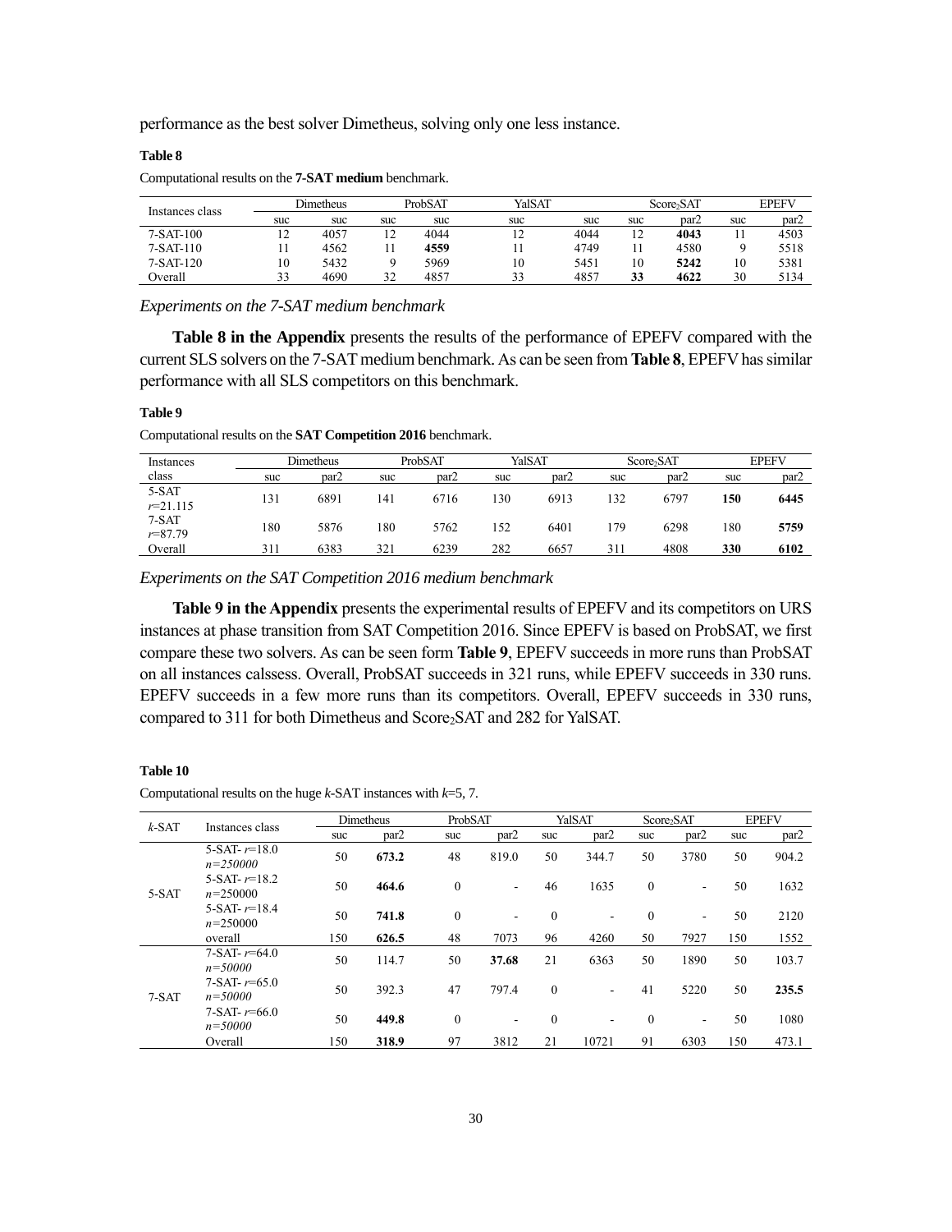performance as the best solver Dimetheus, solving only one less instance.

**Table 8**

Computational results on the **7-SAT medium** benchmark.

| Instances class | Dimetheus | | ProbSAT | | YalSAT | | Score$_2$SAT | | EPEFV | |
|---|---|---|---|---|---|---|---|---|---|---|
| | suc | suc | suc | suc | suc | suc | suc | par2 | suc | par2 |
| 7-SAT-100 | 12 | 4057 | 12 | 4044 | 12 | 4044 | 12 | **4043** | 11 | 4503 |
| 7-SAT-110 | 11 | 4562 | 11 | **4559** | 11 | 4749 | 11 | 4580 | 9 | 5518 |
| 7-SAT-120 | 10 | 5432 | 9 | 5969 | 10 | 5451 | 10 | **5242** | 10 | 5381 |
| Overall | 33 | 4690 | 32 | 4857 | 33 | 4857 | **33** | **4622** | 30 | 5134 |

*Experiments on the 7-SAT medium benchmark*

**Table 8 in the Appendix** presents the results of the performance of EPEFV compared with the current SLS solvers on the 7-SAT medium benchmark. As can be seen from **Table 8**, EPEFV has similar performance with all SLS competitors on this benchmark.

**Table 9**

Computational results on the **SAT Competition 2016** benchmark.

| Instances class | Dimetheus | | ProbSAT | | YalSAT | | Score$_2$SAT | | EPEFV | |
|---|---|---|---|---|---|---|---|---|---|---|
| | suc | par2 | suc | par2 | suc | par2 | suc | par2 | suc | par2 |
| 5-SAT $r$=21.115 | 131 | 6891 | 141 | 6716 | 130 | 6913 | 132 | 6797 | **150** | **6445** |
| 7-SAT $r$=87.79 | 180 | 5876 | 180 | 5762 | 152 | 6401 | 179 | 6298 | 180 | **5759** |
| Overall | 311 | 6383 | 321 | 6239 | 282 | 6657 | 311 | 4808 | **330** | **6102** |

*Experiments on the SAT Competition 2016 medium benchmark*

**Table 9 in the Appendix** presents the experimental results of EPEFV and its competitors on URS instances at phase transition from SAT Competition 2016. Since EPEFV is based on ProbSAT, we first compare these two solvers. As can be seen form **Table 9**, EPEFV succeeds in more runs than ProbSAT on all instances calssess. Overall, ProbSAT succeeds in 321 runs, while EPEFV succeeds in 330 runs. EPEFV succeeds in a few more runs than its competitors. Overall, EPEFV succeeds in 330 runs, compared to 311 for both Dimetheus and Score$_2$SAT and 282 for YalSAT.

**Table 10**

Computational results on the huge $k$-SAT instances with $k$=5, 7.

| $k$-SAT | Instances class | Dimetheus | | ProbSAT | | YalSAT | | Score$_2$SAT | | EPEFV | |
|---|---|---|---|---|---|---|---|---|---|---|---|
| | | suc | par2 | suc | par2 | suc | par2 | suc | par2 | suc | par2 |
| 5-SAT | 5-SAT- $r$=18.0 $n$=250000 | 50 | **673.2** | 48 | 819.0 | 50 | 344.7 | 50 | 3780 | 50 | 904.2 |
| | 5-SAT- $r$=18.2 $n$=250000 | 50 | **464.6** | 0 | - | 46 | 1635 | 0 | - | 50 | 1632 |
| | 5-SAT- $r$=18.4 $n$=250000 | 50 | **741.8** | 0 | - | 0 | - | 0 | - | 50 | 2120 |
| | overall | 150 | **626.5** | 48 | 7073 | 96 | 4260 | 50 | 7927 | 150 | 1552 |
| 7-SAT | 7-SAT- $r$=64.0 $n$=50000 | 50 | 114.7 | 50 | **37.68** | 21 | 6363 | 50 | 1890 | 50 | 103.7 |
| | 7-SAT- $r$=65.0 $n$=50000 | 50 | 392.3 | 47 | 797.4 | 0 | - | 41 | 5220 | 50 | **235.5** |
| | 7-SAT- $r$=66.0 $n$=50000 | 50 | **449.8** | 0 | - | 0 | - | 0 | - | 50 | 1080 |
| | Overall | 150 | **318.9** | 97 | 3812 | 21 | 10721 | 91 | 6303 | 150 | 473.1 |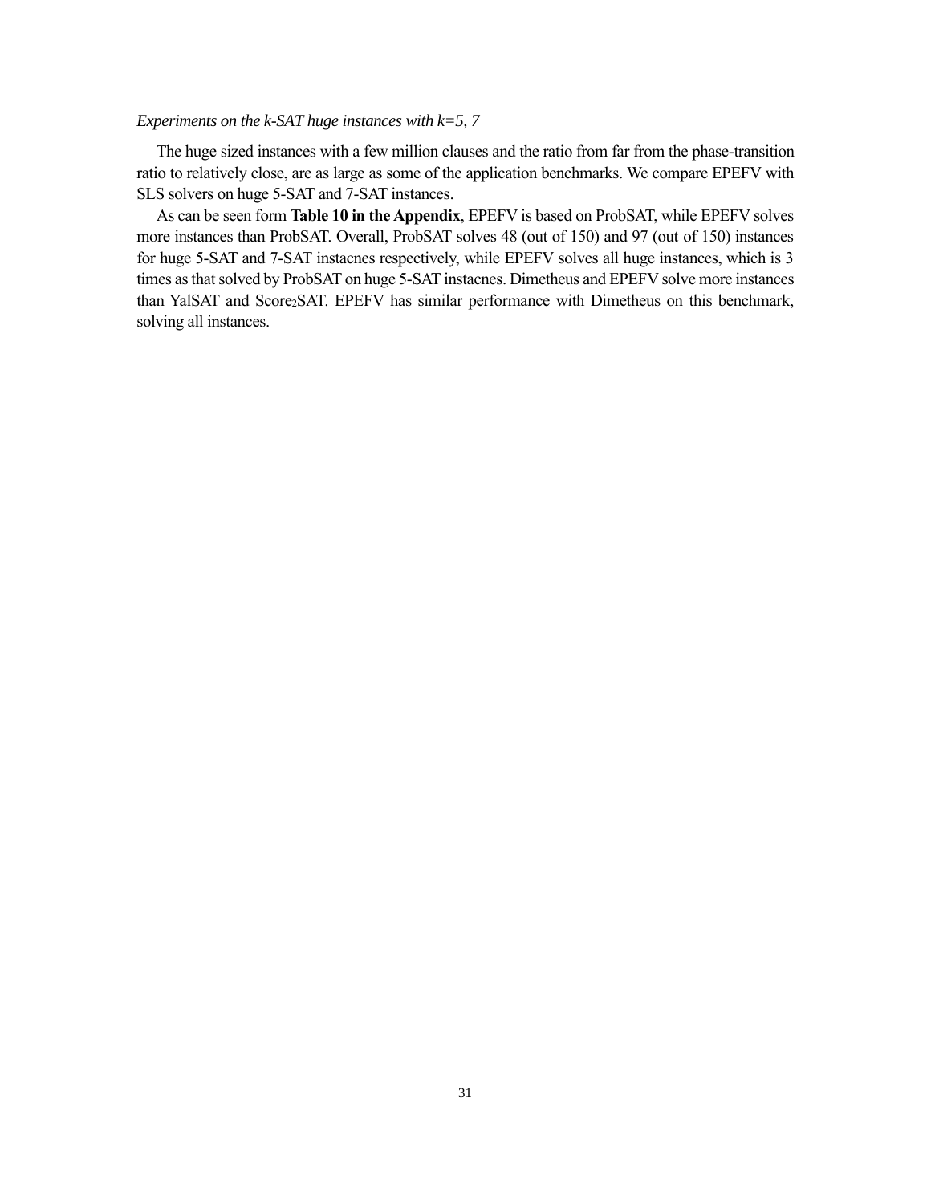*Experiments on the k-SAT huge instances with k=5, 7*

The huge sized instances with a few million clauses and the ratio from far from the phase-transition ratio to relatively close, are as large as some of the application benchmarks. We compare EPEFV with SLS solvers on huge 5-SAT and 7-SAT instances.

As can be seen form **Table 10 in the Appendix**, EPEFV is based on ProbSAT, while EPEFV solves more instances than ProbSAT. Overall, ProbSAT solves 48 (out of 150) and 97 (out of 150) instances for huge 5-SAT and 7-SAT instacnes respectively, while EPEFV solves all huge instances, which is 3 times as that solved by ProbSAT on huge 5-SAT instacnes. Dimetheus and EPEFV solve more instances than YalSAT and Score$_2$SAT. EPEFV has similar performance with Dimetheus on this benchmark, solving all instances.